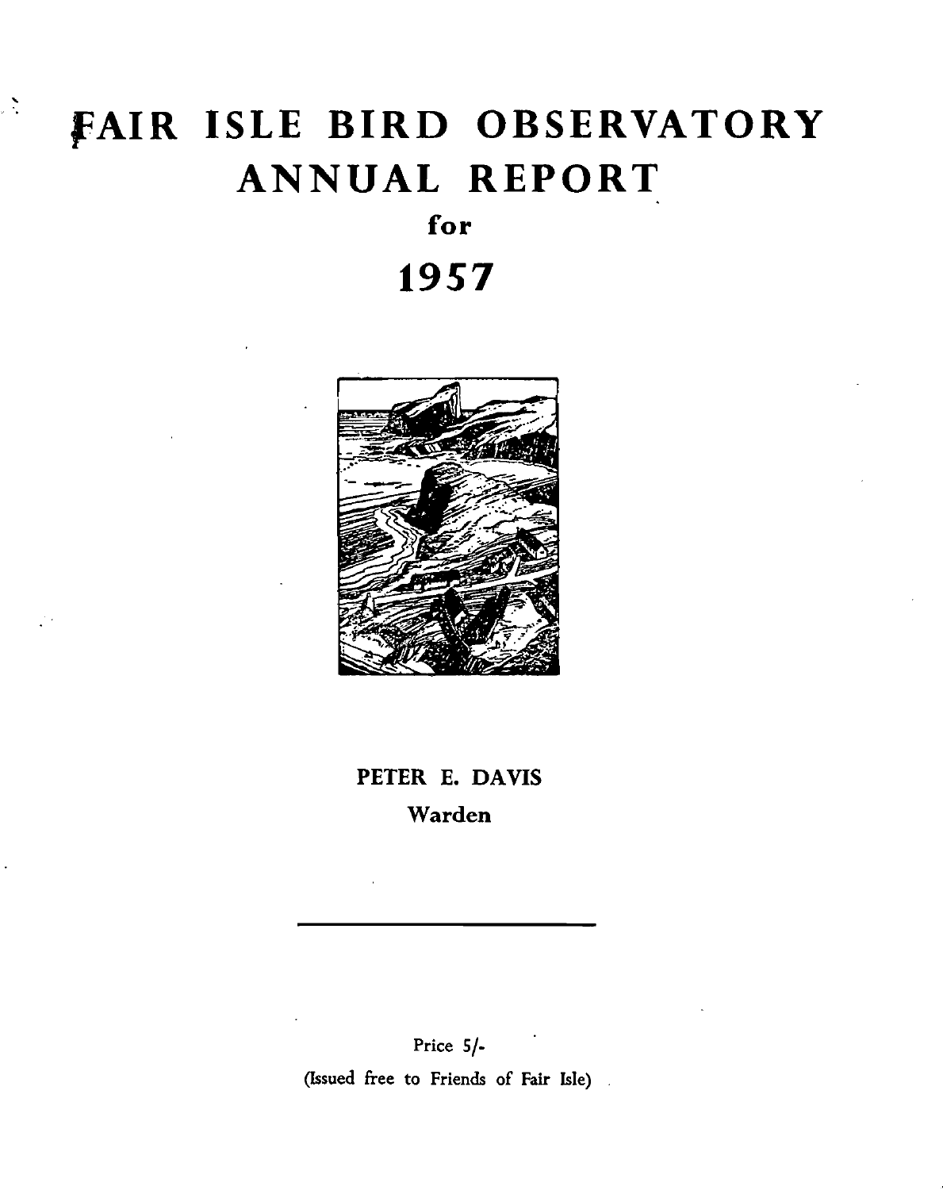# FAIR ISLE BIRD OBSERVATORY ANNUAL REPORT

## for

## 1957

**PETER E. DAVIS**

**Warden**

---

Price 5/-

(Issued free to Friends of Fair Isle)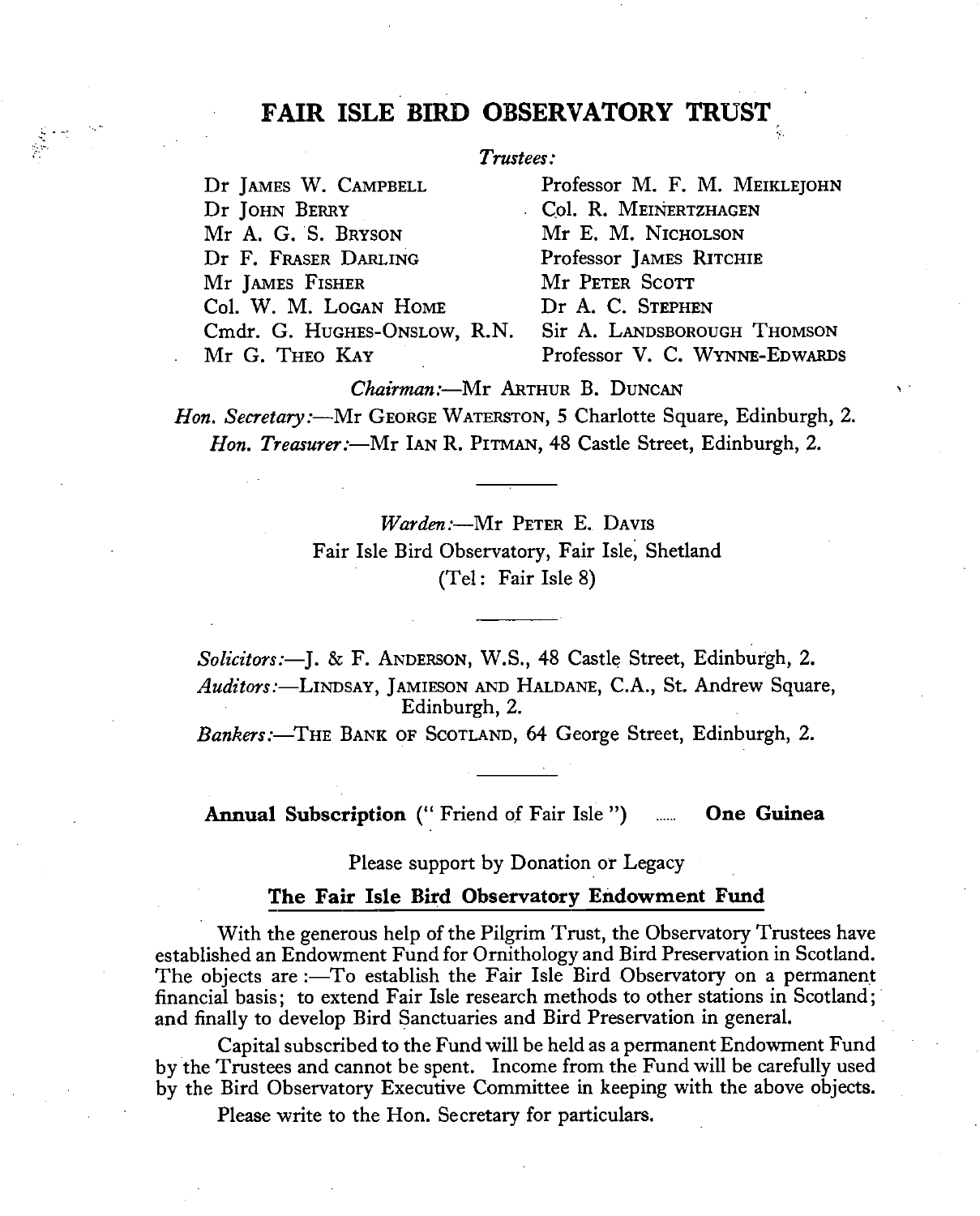# FAIR ISLE BIRD OBSERVATORY TRUST

*Trustees:*

Dr James W. Campbell
Dr John Berry
Mr A. G. S. Bryson
Dr F. Fraser Darling
Mr James Fisher
Col. W. M. Logan Home
Cmdr. G. Hughes-Onslow, R.N.
Mr G. Theo Kay
Professor M. F. M. Meiklejohn
Col. R. Meinertzhagen
Mr E. M. Nicholson
Professor James Ritchie
Mr Peter Scott
Dr A. C. Stephen
Sir A. Landsborough Thomson
Professor V. C. Wynne-Edwards

*Chairman:*—Mr Arthur B. Duncan

*Hon. Secretary:*—Mr George Waterston, 5 Charlotte Square, Edinburgh, 2.

*Hon. Treasurer:*—Mr Ian R. Pitman, 48 Castle Street, Edinburgh, 2.

---

*Warden:*—Mr Peter E. Davis
Fair Isle Bird Observatory, Fair Isle, Shetland
(Tel: Fair Isle 8)

---

*Solicitors:*—J. & F. Anderson, W.S., 48 Castle Street, Edinburgh, 2.

*Auditors:*—Lindsay, Jamieson and Haldane, C.A., St. Andrew Square, Edinburgh, 2.

*Bankers:*—The Bank of Scotland, 64 George Street, Edinburgh, 2.

---

**Annual Subscription** (" Friend of Fair Isle ") ...... **One Guinea**

Please support by Donation or Legacy

## The Fair Isle Bird Observatory Endowment Fund

With the generous help of the Pilgrim Trust, the Observatory Trustees have established an Endowment Fund for Ornithology and Bird Preservation in Scotland. The objects are :—To establish the Fair Isle Bird Observatory on a permanent financial basis; to extend Fair Isle research methods to other stations in Scotland; and finally to develop Bird Sanctuaries and Bird Preservation in general.

Capital subscribed to the Fund will be held as a permanent Endowment Fund by the Trustees and cannot be spent. Income from the Fund will be carefully used by the Bird Observatory Executive Committee in keeping with the above objects.

Please write to the Hon. Secretary for particulars.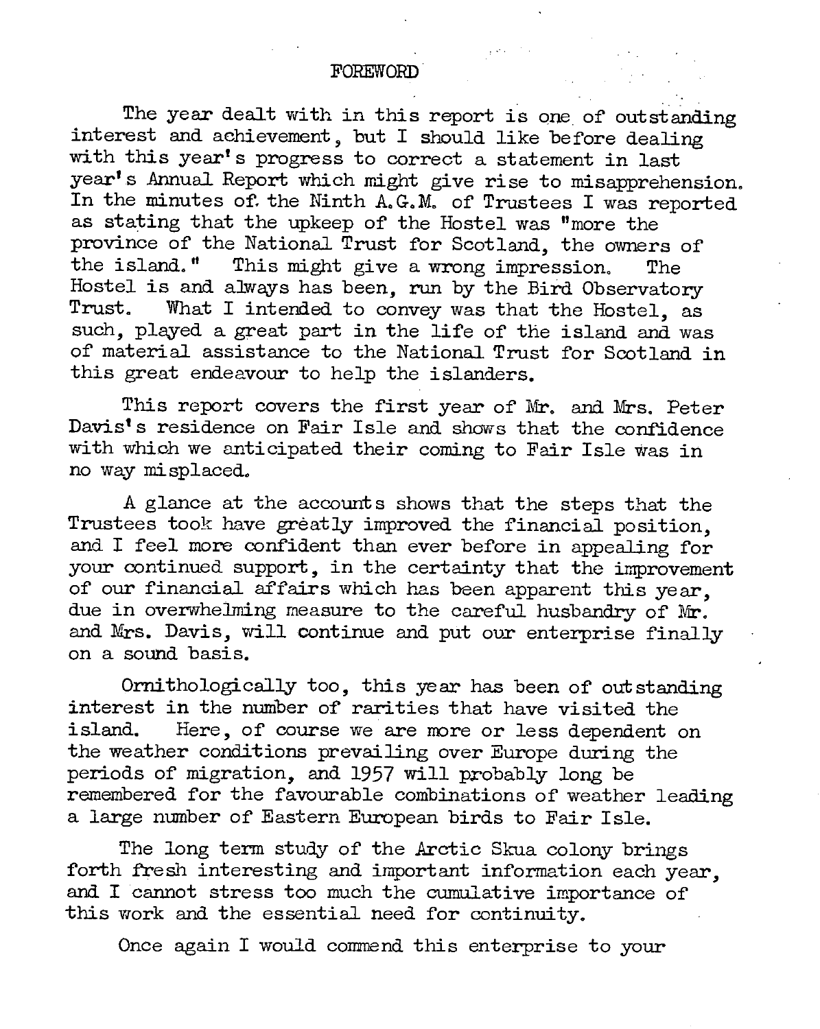# FOREWORD

The year dealt with in this report is one of outstanding interest and achievement, but I should like before dealing with this year's progress to correct a statement in last year's Annual Report which might give rise to misapprehension. In the minutes of the Ninth A.G.M. of Trustees I was reported as stating that the upkeep of the Hostel was "more the province of the National Trust for Scotland, the owners of the island." This might give a wrong impression. The Hostel is and always has been, run by the Bird Observatory Trust. What I intended to convey was that the Hostel, as such, played a great part in the life of the island and was of material assistance to the National Trust for Scotland in this great endeavour to help the islanders.

This report covers the first year of Mr. and Mrs. Peter Davis's residence on Fair Isle and shows that the confidence with which we anticipated their coming to Fair Isle was in no way misplaced.

A glance at the accounts shows that the steps that the Trustees took have greatly improved the financial position, and I feel more confident than ever before in appealing for your continued support, in the certainty that the improvement of our financial affairs which has been apparent this year, due in overwhelming measure to the careful husbandry of Mr. and Mrs. Davis, will continue and put our enterprise finally on a sound basis.

Ornithologically too, this year has been of outstanding interest in the number of rarities that have visited the island. Here, of course we are more or less dependent on the weather conditions prevailing over Europe during the periods of migration, and 1957 will probably long be remembered for the favourable combinations of weather leading a large number of Eastern European birds to Fair Isle.

The long term study of the Arctic Skua colony brings forth fresh interesting and important information each year, and I cannot stress too much the cumulative importance of this work and the essential need for continuity.

Once again I would commend this enterprise to your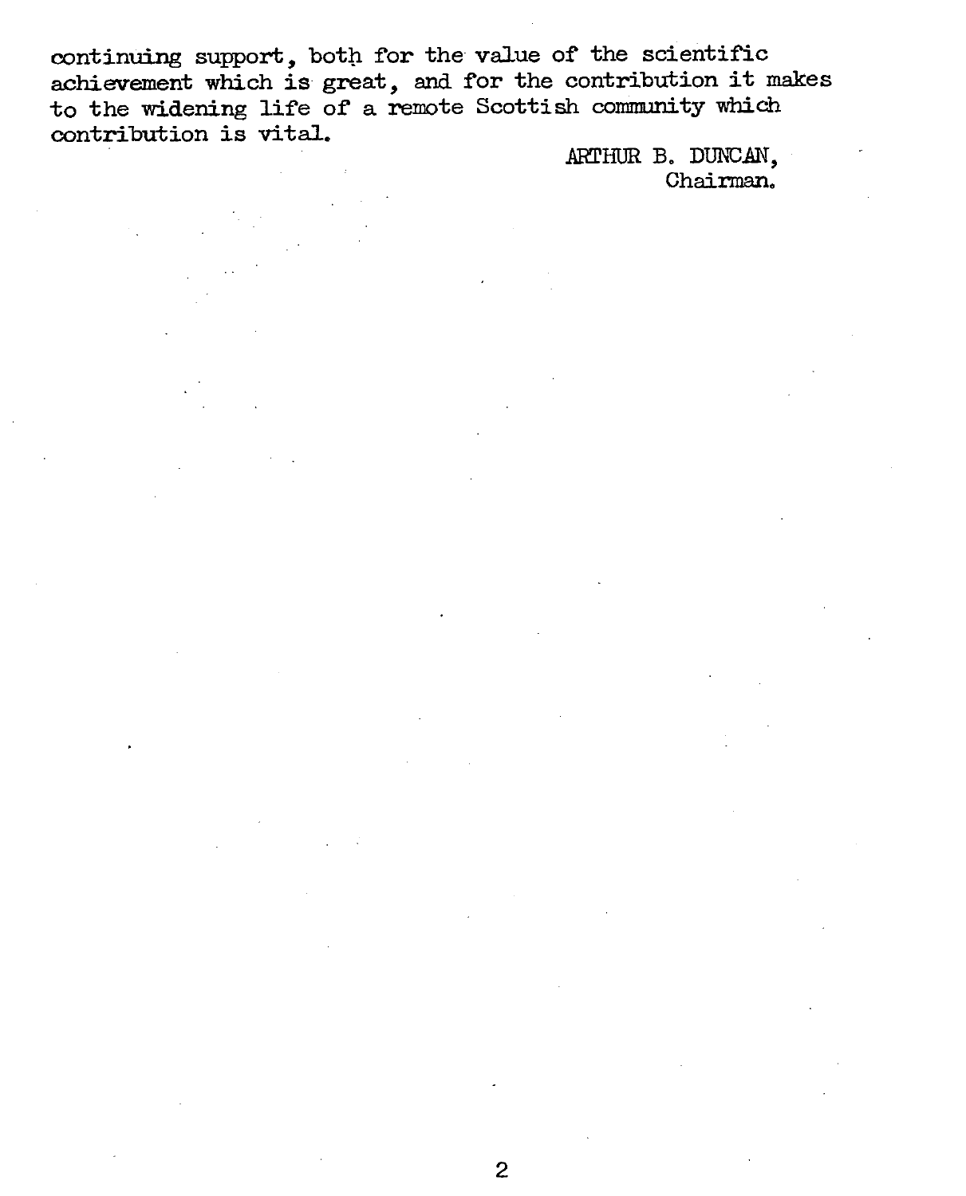continuing support, both for the value of the scientific achievement which is great, and for the contribution it makes to the widening life of a remote Scottish community which contribution is vital.

ARTHUR B. DUNCAN,
Chairman.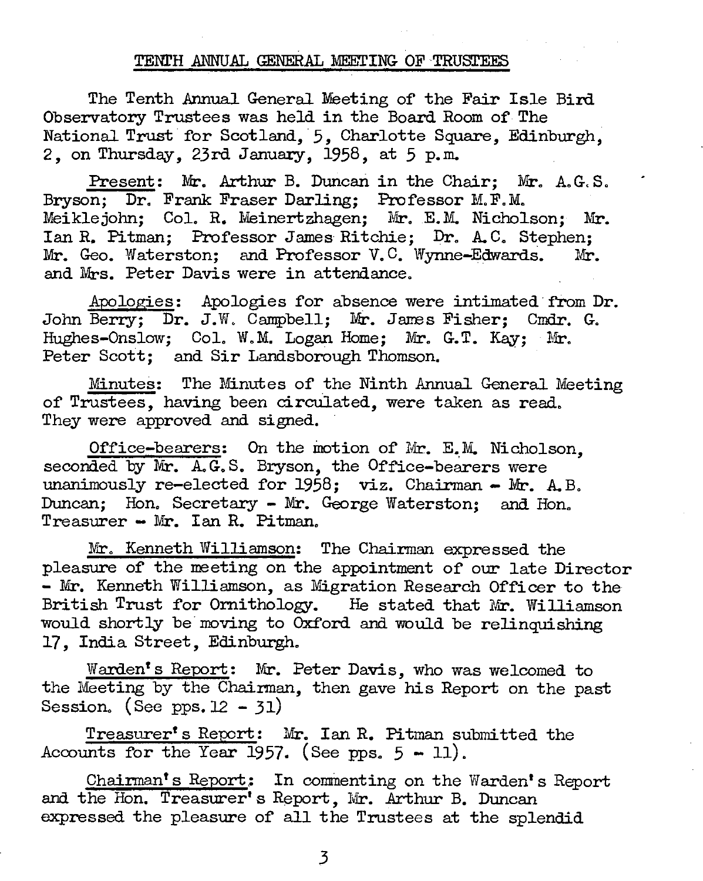## TENTH ANNUAL GENERAL MEETING OF TRUSTEES

The Tenth Annual General Meeting of the Fair Isle Bird Observatory Trustees was held in the Board Room of The National Trust for Scotland, 5, Charlotte Square, Edinburgh, 2, on Thursday, 23rd January, 1958, at 5 p.m.

Present: Mr. Arthur B. Duncan in the Chair; Mr. A.G.S. Bryson; Dr. Frank Fraser Darling; Professor M.F.M. Meiklejohn; Col. R. Meinertzhagen; Mr. E.M. Nicholson; Mr. Ian R. Pitman; Professor James Ritchie; Dr. A.C. Stephen; Mr. Geo. Waterston; and Professor V.C. Wynne-Edwards. Mr. and Mrs. Peter Davis were in attendance.

Apologies: Apologies for absence were intimated from Dr. John Berry; Dr. J.W. Campbell; Mr. James Fisher; Cmdr. G. Hughes-Onslow; Col. W.M. Logan Home; Mr. G.T. Kay; Mr. Peter Scott; and Sir Landsborough Thomson.

Minutes: The Minutes of the Ninth Annual General Meeting of Trustees, having been circulated, were taken as read. They were approved and signed.

Office-bearers: On the motion of Mr. E.M. Nicholson, seconded by Mr. A.G.S. Bryson, the Office-bearers were unanimously re-elected for 1958; viz. Chairman - Mr. A.B. Duncan; Hon. Secretary - Mr. George Waterston; and Hon. Treasurer - Mr. Ian R. Pitman.

Mr. Kenneth Williamson: The Chairman expressed the pleasure of the meeting on the appointment of our late Director - Mr. Kenneth Williamson, as Migration Research Officer to the British Trust for Ornithology. He stated that Mr. Williamson would shortly be moving to Oxford and would be relinquishing 17, India Street, Edinburgh.

Warden's Report: Mr. Peter Davis, who was welcomed to the Meeting by the Chairman, then gave his Report on the past Session. (See pps. 12 - 31)

Treasurer's Report: Mr. Ian R. Pitman submitted the Accounts for the Year 1957. (See pps. 5 - 11).

Chairman's Report: In commenting on the Warden's Report and the Hon. Treasurer's Report, Mr. Arthur B. Duncan expressed the pleasure of all the Trustees at the splendid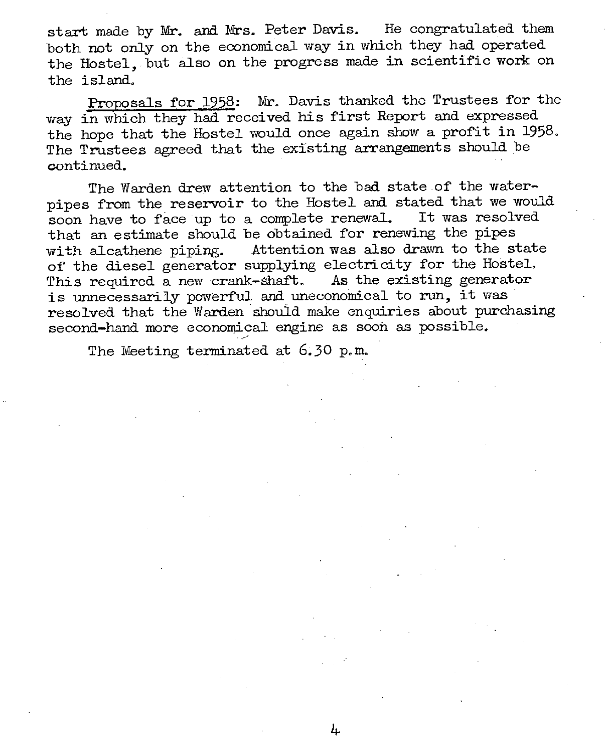start made by Mr. and Mrs. Peter Davis. He congratulated them both not only on the economical way in which they had operated the Hostel, but also on the progress made in scientific work on the island.

Proposals for 1958: Mr. Davis thanked the Trustees for the way in which they had received his first Report and expressed the hope that the Hostel would once again show a profit in 1958. The Trustees agreed that the existing arrangements should be continued.

The Warden drew attention to the bad state of the water-pipes from the reservoir to the Hostel and stated that we would soon have to face up to a complete renewal. It was resolved that an estimate should be obtained for renewing the pipes with alcathene piping. Attention was also drawn to the state of the diesel generator supplying electricity for the Hostel. This required a new crank-shaft. As the existing generator is unnecessarily powerful and uneconomical to run, it was resolved that the Warden should make enquiries about purchasing second-hand more economical engine as soon as possible.

The Meeting terminated at 6.30 p.m.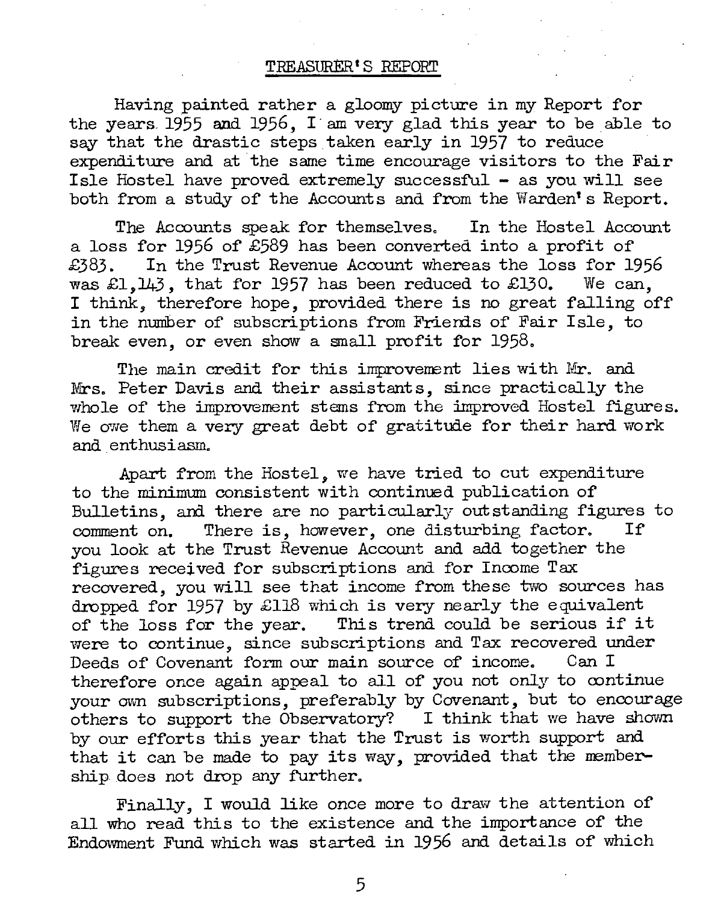## TREASURER'S REPORT

Having painted rather a gloomy picture in my Report for the years 1955 and 1956, I am very glad this year to be able to say that the drastic steps taken early in 1957 to reduce expenditure and at the same time encourage visitors to the Fair Isle Hostel have proved extremely successful - as you will see both from a study of the Accounts and from the Warden's Report.

The Accounts speak for themselves. In the Hostel Account a loss for 1956 of £589 has been converted into a profit of £383. In the Trust Revenue Account whereas the loss for 1956 was £1,143, that for 1957 has been reduced to £130. We can, I think, therefore hope, provided there is no great falling off in the number of subscriptions from Friends of Fair Isle, to break even, or even show a small profit for 1958.

The main credit for this improvement lies with Mr. and Mrs. Peter Davis and their assistants, since practically the whole of the improvement stems from the improved Hostel figures. We owe them a very great debt of gratitude for their hard work and enthusiasm.

Apart from the Hostel, we have tried to cut expenditure to the minimum consistent with continued publication of Bulletins, and there are no particularly outstanding figures to comment on. There is, however, one disturbing factor. If you look at the Trust Revenue Account and add together the figures received for subscriptions and for Income Tax recovered, you will see that income from these two sources has dropped for 1957 by £118 which is very nearly the equivalent of the loss for the year. This trend could be serious if it were to continue, since subscriptions and Tax recovered under Deeds of Covenant form our main source of income. Can I therefore once again appeal to all of you not only to continue your own subscriptions, preferably by Covenant, but to encourage others to support the Observatory? I think that we have shown by our efforts this year that the Trust is worth support and that it can be made to pay its way, provided that the membership does not drop any further.

Finally, I would like once more to draw the attention of all who read this to the existence and the importance of the Endowment Fund which was started in 1956 and details of which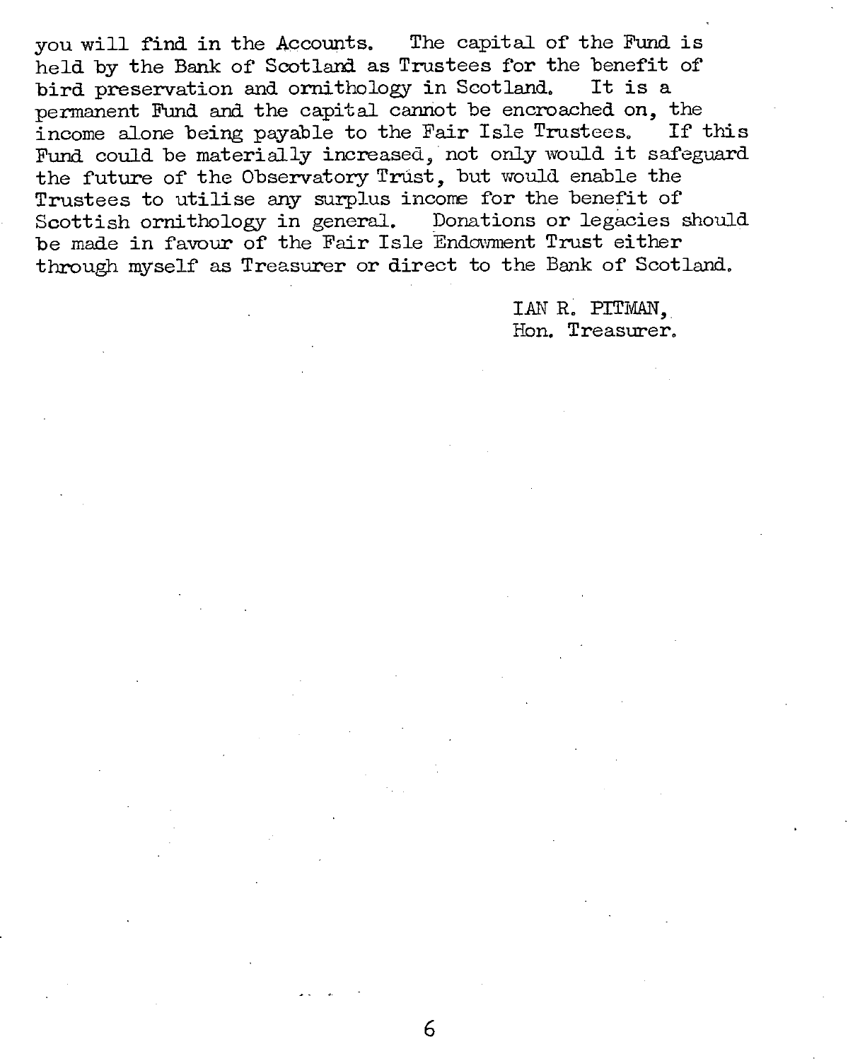you will find in the Accounts. The capital of the Fund is held by the Bank of Scotland as Trustees for the benefit of bird preservation and ornithology in Scotland. It is a permanent Fund and the capital cannot be encroached on, the income alone being payable to the Fair Isle Trustees. If this Fund could be materially increased, not only would it safeguard the future of the Observatory Trust, but would enable the Trustees to utilise any surplus income for the benefit of Scottish ornithology in general. Donations or legacies should be made in favour of the Fair Isle Endowment Trust either through myself as Treasurer or direct to the Bank of Scotland.

IAN R. PITMAN,
Hon. Treasurer.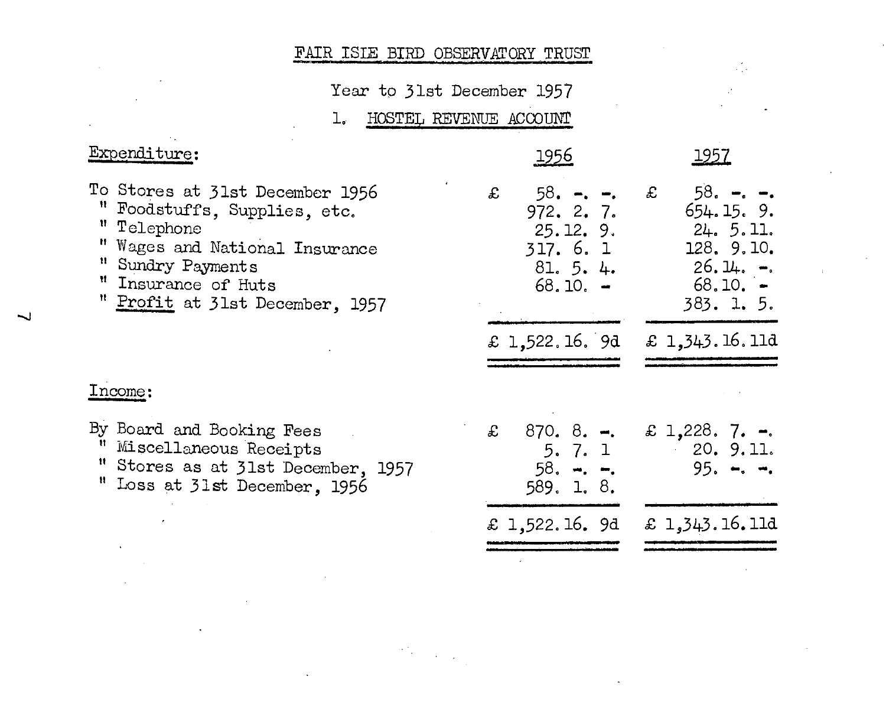# FAIR ISLE BIRD OBSERVATORY TRUST

Year to 31st December 1957

## 1. HOSTEL REVENUE ACCOUNT

| Expenditure: | 1956 | 1957 |
|---|---|---|
| To Stores at 31st December 1956 | £ 58. -. -. | £ 58. -. -. |
| " Foodstuffs, Supplies, etc. | 972. 2. 7. | 654. 15. 9. |
| " Telephone | 25. 12. 9. | 24. 5. 11. |
| " Wages and National Insurance | 317. 6. 1 | 128. 9. 10. |
| " Sundry Payments | 81. 5. 4. | 26. 14. -. |
| " Insurance of Huts | 68. 10. - | 68. 10. - |
| " Profit at 31st December, 1957 | | 383. 1. 5. |
| | £ 1,522. 16. 9d | £ 1,343. 16. 11d |

| Income: | 1956 | 1957 |
|---|---|---|
| By Board and Booking Fees | £ 870. 8. -. | £ 1,228. 7. -. |
| " Miscellaneous Receipts | 5. 7. 1 | 20. 9. 11. |
| " Stores as at 31st December, 1957 | 58. -. -. | 95. -. -. |
| " Loss at 31st December, 1956 | 589. 1. 8. | |
| | £ 1,522. 16. 9d | £ 1,343. 16. 11d |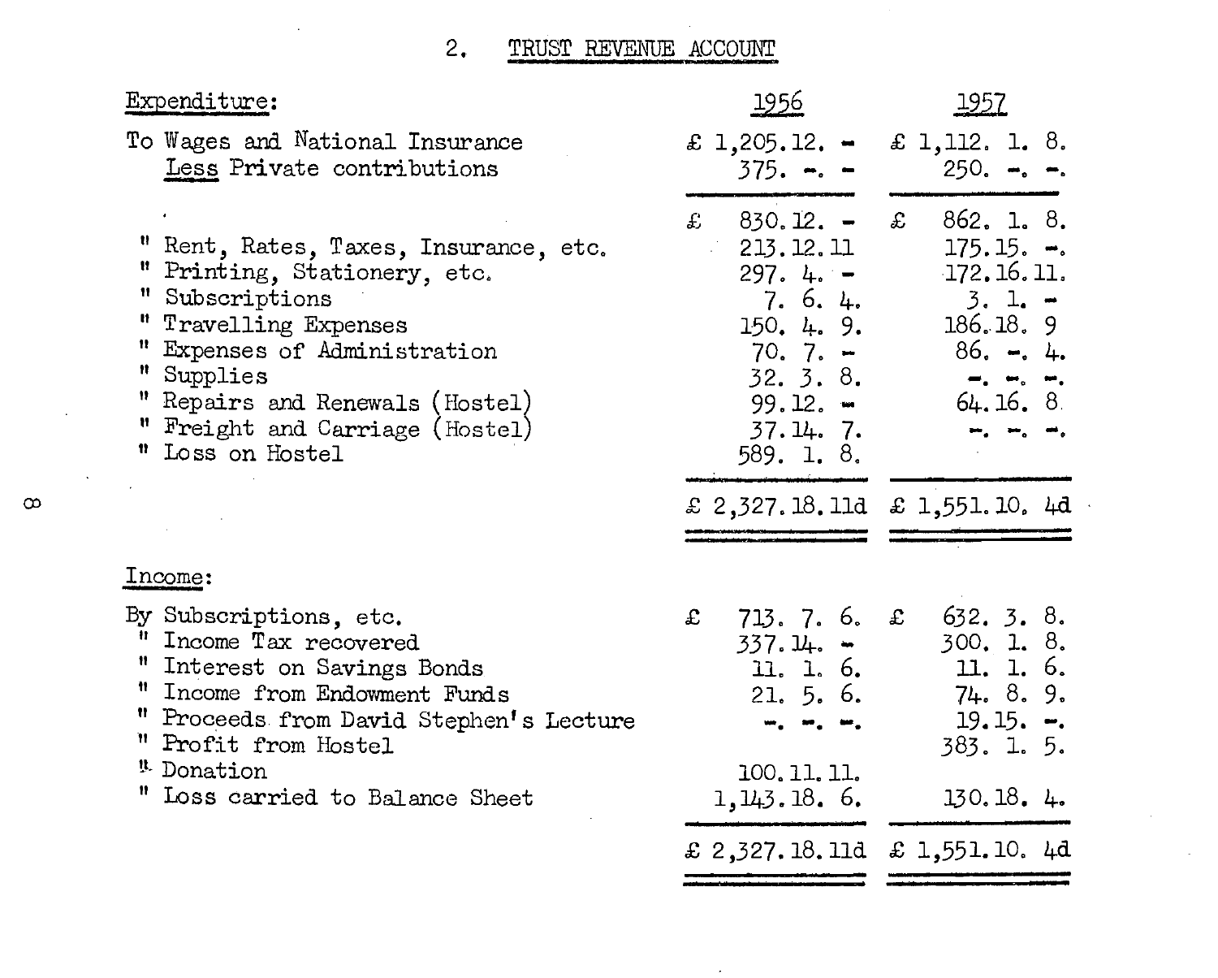## 2. TRUST REVENUE ACCOUNT

| Expenditure: | 1956 | 1957 |
|---|---|---|
| To Wages and National Insurance | £ 1,205. 12. - | £ 1,112. 1. 8. |
| Less Private contributions | 375. -. - | 250. -. -. |
| | £ 830. 12. - | £ 862. 1. 8. |
| " Rent, Rates, Taxes, Insurance, etc. | 213. 12. 11 | 175. 15. -. |
| " Printing, Stationery, etc. | 297. 4. - | 172. 16. 11. |
| " Subscriptions | 7. 6. 4. | 3. 1. - |
| " Travelling Expenses | 150. 4. 9. | 186. 18. 9 |
| " Expenses of Administration | 70. 7. - | 86. -. 4. |
| " Supplies | 32. 3. 8. | -. -. -. |
| " Repairs and Renewals (Hostel) | 99. 12. - | 64. 16. 8 |
| " Freight and Carriage (Hostel) | 37. 14. 7. | -. -. -. |
| " Loss on Hostel | 589. 1. 8. | |
| | £ 2,327. 18. 11d | £ 1,551. 10. 4d |

| Income: | 1956 | 1957 |
|---|---|---|
| By Subscriptions, etc. | £ 713. 7. 6. | £ 632. 3. 8. |
| " Income Tax recovered | 337. 14. - | 300. 1. 8. |
| " Interest on Savings Bonds | 11. 1. 6. | 11. 1. 6. |
| " Income from Endowment Funds | 21. 5. 6. | 74. 8. 9. |
| " Proceeds from David Stephen's Lecture | -. -. -. | 19. 15. -. |
| " Profit from Hostel | | 383. 1. 5. |
| " Donation | 100. 11. 11. | |
| " Loss carried to Balance Sheet | 1,143. 18. 6. | 130. 18. 4. |
| | £ 2,327. 18. 11d | £ 1,551. 10. 4d |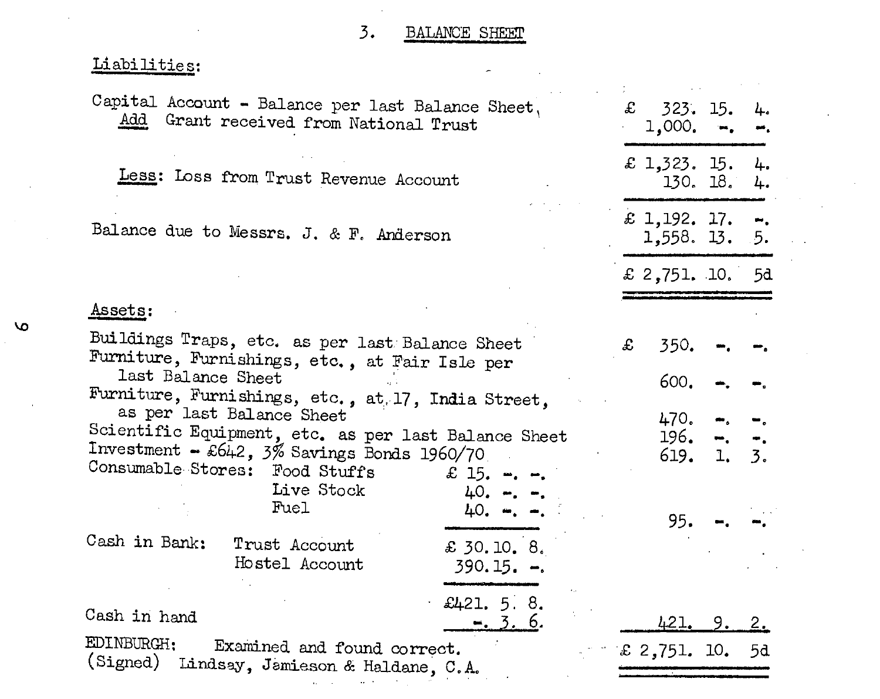## 3. BALANCE SHEET

**Liabilities:**

| | | |
|---|---|---|
| Capital Account - Balance per last Balance Sheet | | £ 323. 15. 4. |
| *Add* Grant received from National Trust | | 1,000. -. -. |
| | | £ 1,323. 15. 4. |
| *Less*: Loss from Trust Revenue Account | | 130. 18. 4. |
| | | £ 1,192. 17. -. |
| Balance due to Messrs. J. & F. Anderson | | 1,558. 13. 5. |
| | | £ 2,751. 10. 5d |

**Assets:**

| | | |
|---|---|---|
| Buildings Traps, etc. as per last Balance Sheet | | £ 350. -. -. |
| Furniture, Furnishings, etc., at Fair Isle per last Balance Sheet | | 600. -. -. |
| Furniture, Furnishings, etc., at 17, India Street, as per last Balance Sheet | | 470. -. -. |
| Scientific Equipment, etc. as per last Balance Sheet | | 196. -. -. |
| Investment - £642, 3% Savings Bonds 1960/70 | | 619. 1. 3. |
| Consumable Stores: Food Stuffs | £ 15. -. -. | |
| Live Stock | 40. -. -. | |
| Fuel | 40. -. -. | |
| | | 95. -. -. |
| Cash in Bank: Trust Account | £ 30. 10. 8. | |
| Hostel Account | 390. 15. -. | |
| | £421. 5. 8. | |
| Cash in hand | -. 3. 6. | 421. 9. 2. |
| | | £ 2,751. 10. 5d |

EDINBURGH: Examined and found correct.
(Signed) Lindsay, Jamieson & Haldane, C.A.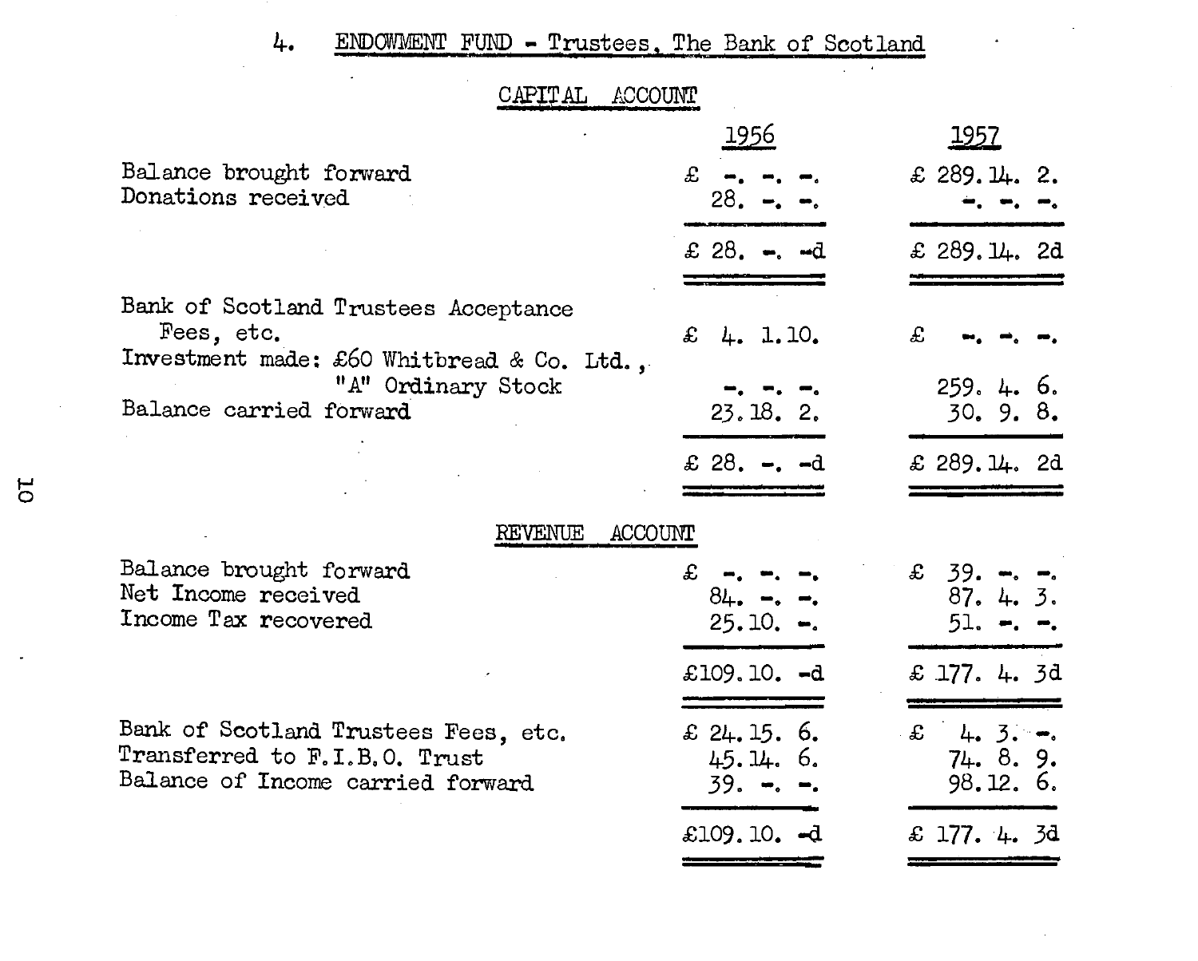## 4. ENDOWMENT FUND - Trustees, The Bank of Scotland

### CAPITAL ACCOUNT

| | 1956 | 1957 |
|---|---|---|
| Balance brought forward | £ -. -. -. | £ 289.14. 2. |
| Donations received | 28. -. -. | -. -. -. |
| | £ 28. -. -d | £ 289.14. 2d |
| Bank of Scotland Trustees Acceptance Fees, etc. | £ 4. 1.10. | £ -. -. -. |
| Investment made: £60 Whitbread & Co. Ltd., "A" Ordinary Stock | -. -. -. | 259. 4. 6. |
| Balance carried forward | 23.18. 2. | 30. 9. 8. |
| | £ 28. -. -d | £ 289.14. 2d |

### REVENUE ACCOUNT

| | 1956 | 1957 |
|---|---|---|
| Balance brought forward | £ -. -. -. | £ 39. -. -. |
| Net Income received | 84. -. -. | 87. 4. 3. |
| Income Tax recovered | 25.10. -. | 51. -. -. |
| | £109.10. -d | £ 177. 4. 3d |
| Bank of Scotland Trustees Fees, etc. | £ 24.15. 6. | £ 4. 3. -. |
| Transferred to F.I.B.O. Trust | 45.14. 6. | 74. 8. 9. |
| Balance of Income carried forward | 39. -. -. | 98.12. 6. |
| | £109.10. -d | £ 177. 4. 3d |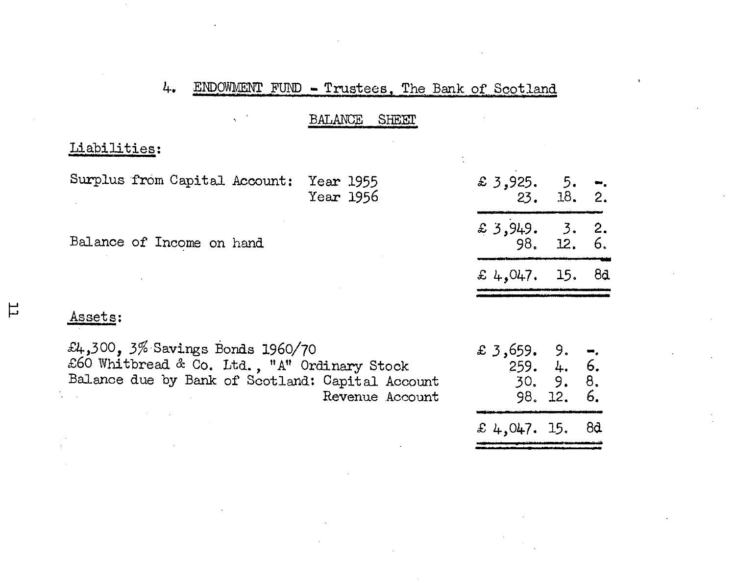## 4. ENDOWMENT FUND - Trustees, The Bank of Scotland

### BALANCE SHEET

**Liabilities:**

| | | |
|---|---|---|
| Surplus from Capital Account: | Year 1955 | £ 3,925. 5. -. |
| | Year 1956 | 23. 18. 2. |
| | | £ 3,949. 3. 2. |
| Balance of Income on hand | | 98. 12. 6. |
| | | £ 4,047. 15. 8d |

**Assets:**

| | | |
|---|---|---|
| £4,300, 3% Savings Bonds 1960/70 | | £ 3,659. 9. -. |
| £60 Whitbread & Co. Ltd., "A" Ordinary Stock | | 259. 4. 6. |
| Balance due by Bank of Scotland: | Capital Account | 30. 9. 8. |
| | Revenue Account | 98. 12. 6. |
| | | £ 4,047. 15. 8d |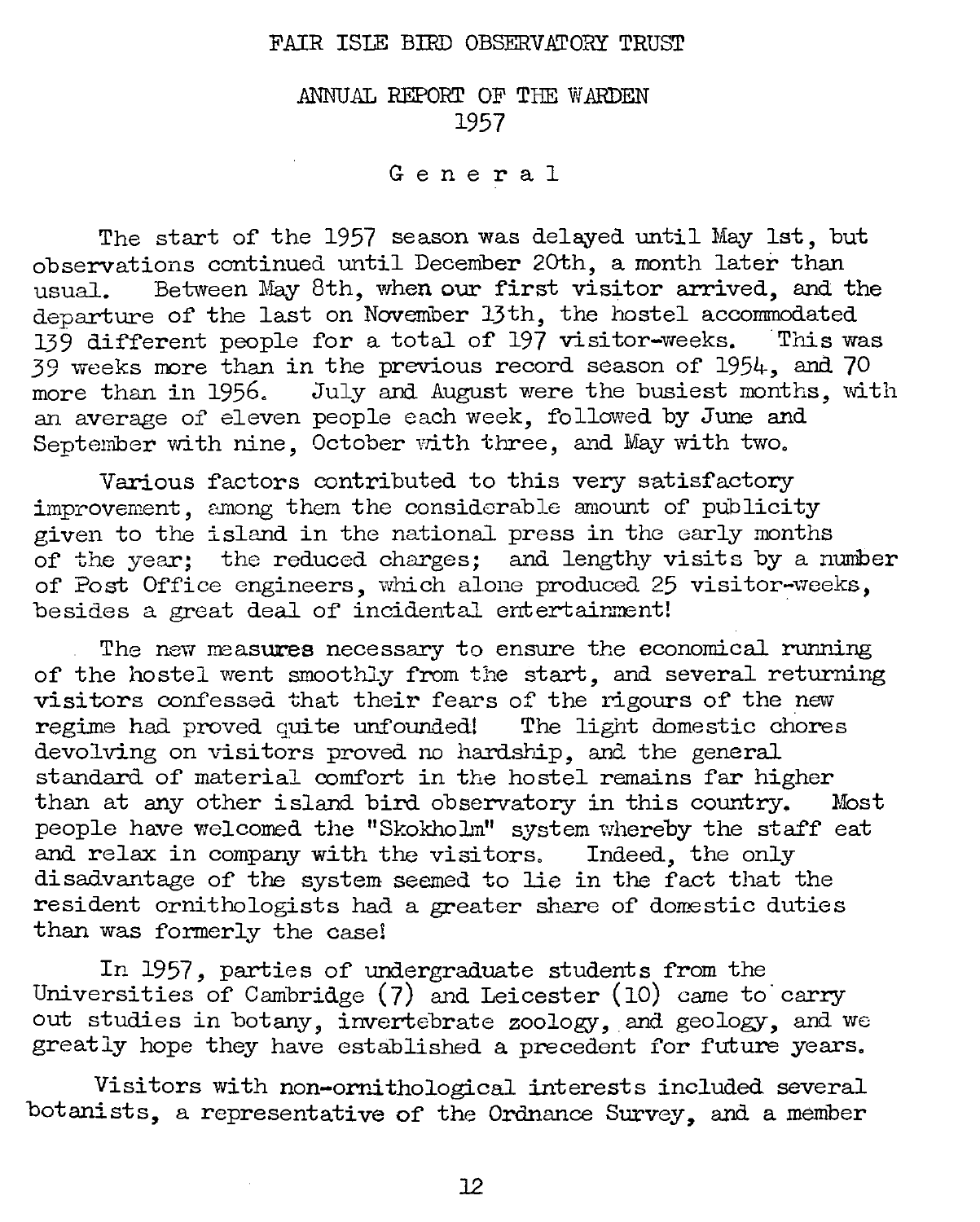# FAIR ISLE BIRD OBSERVATORY TRUST

## ANNUAL REPORT OF THE WARDEN 1957

### General

The start of the 1957 season was delayed until May 1st, but observations continued until December 20th, a month later than usual. Between May 8th, when our first visitor arrived, and the departure of the last on November 13th, the hostel accommodated 139 different people for a total of 197 visitor-weeks. This was 39 weeks more than in the previous record season of 1954, and 70 more than in 1956. July and August were the busiest months, with an average of eleven people each week, followed by June and September with nine, October with three, and May with two.

Various factors contributed to this very satisfactory improvement, among them the considerable amount of publicity given to the island in the national press in the early months of the year; the reduced charges; and lengthy visits by a number of Post Office engineers, which alone produced 25 visitor-weeks, besides a great deal of incidental entertainment!

The new measures necessary to ensure the economical running of the hostel went smoothly from the start, and several returning visitors confessed that their fears of the rigours of the new regime had proved quite unfounded! The light domestic chores devolving on visitors proved no hardship, and the general standard of material comfort in the hostel remains far higher than at any other island bird observatory in this country. Most people have welcomed the "Skokholm" system whereby the staff eat and relax in company with the visitors. Indeed, the only disadvantage of the system seemed to lie in the fact that the resident ornithologists had a greater share of domestic duties than was formerly the case!

In 1957, parties of undergraduate students from the Universities of Cambridge (7) and Leicester (10) came to carry out studies in botany, invertebrate zoology, and geology, and we greatly hope they have established a precedent for future years.

Visitors with non-ornithological interests included several botanists, a representative of the Ordnance Survey, and a member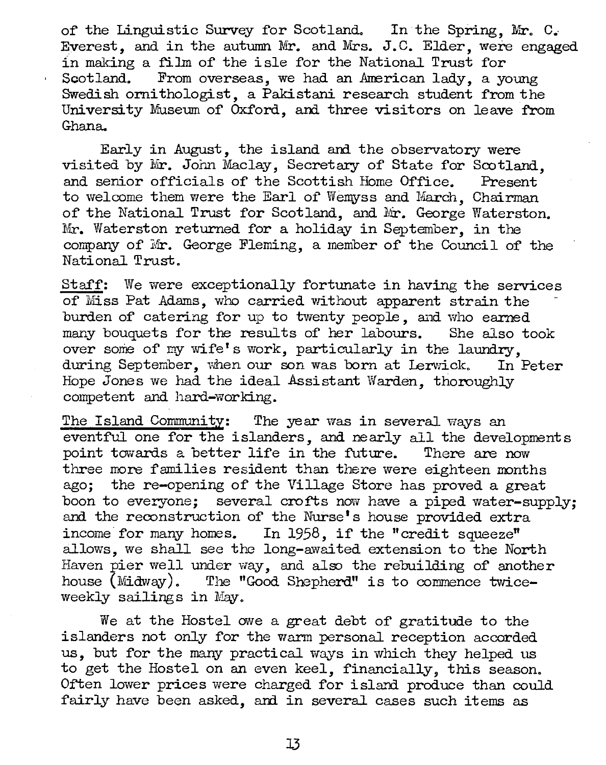of the Linguistic Survey for Scotland. In the Spring, Mr. C. Everest, and in the autumn Mr. and Mrs. J.C. Elder, were engaged in making a film of the isle for the National Trust for Scotland. From overseas, we had an American lady, a young Swedish ornithologist, a Pakistani research student from the University Museum of Oxford, and three visitors on leave from Ghana.

Early in August, the island and the observatory were visited by Mr. John Maclay, Secretary of State for Scotland, and senior officials of the Scottish Home Office. Present to welcome them were the Earl of Wemyss and March, Chairman of the National Trust for Scotland, and Mr. George Waterston. Mr. Waterston returned for a holiday in September, in the company of Mr. George Fleming, a member of the Council of the National Trust.

Staff: We were exceptionally fortunate in having the services of Miss Pat Adams, who carried without apparent strain the burden of catering for up to twenty people, and who earned many bouquets for the results of her labours. She also took over some of my wife's work, particularly in the laundry, during September, when our son was born at Lerwick. In Peter Hope Jones we had the ideal Assistant Warden, thoroughly competent and hard-working.

The Island Community: The year was in several ways an eventful one for the islanders, and nearly all the developments point towards a better life in the future. There are now three more families resident than there were eighteen months ago; the re-opening of the Village Store has proved a great boon to everyone; several crofts now have a piped water-supply; and the reconstruction of the Nurse's house provided extra income for many homes. In 1958, if the "credit squeeze" allows, we shall see the long-awaited extension to the North Haven pier well under way, and also the rebuilding of another house (Midway). The "Good Shepherd" is to commence twice-weekly sailings in May.

We at the Hostel owe a great debt of gratitude to the islanders not only for the warm personal reception accorded us, but for the many practical ways in which they helped us to get the Hostel on an even keel, financially, this season. Often lower prices were charged for island produce than could fairly have been asked, and in several cases such items as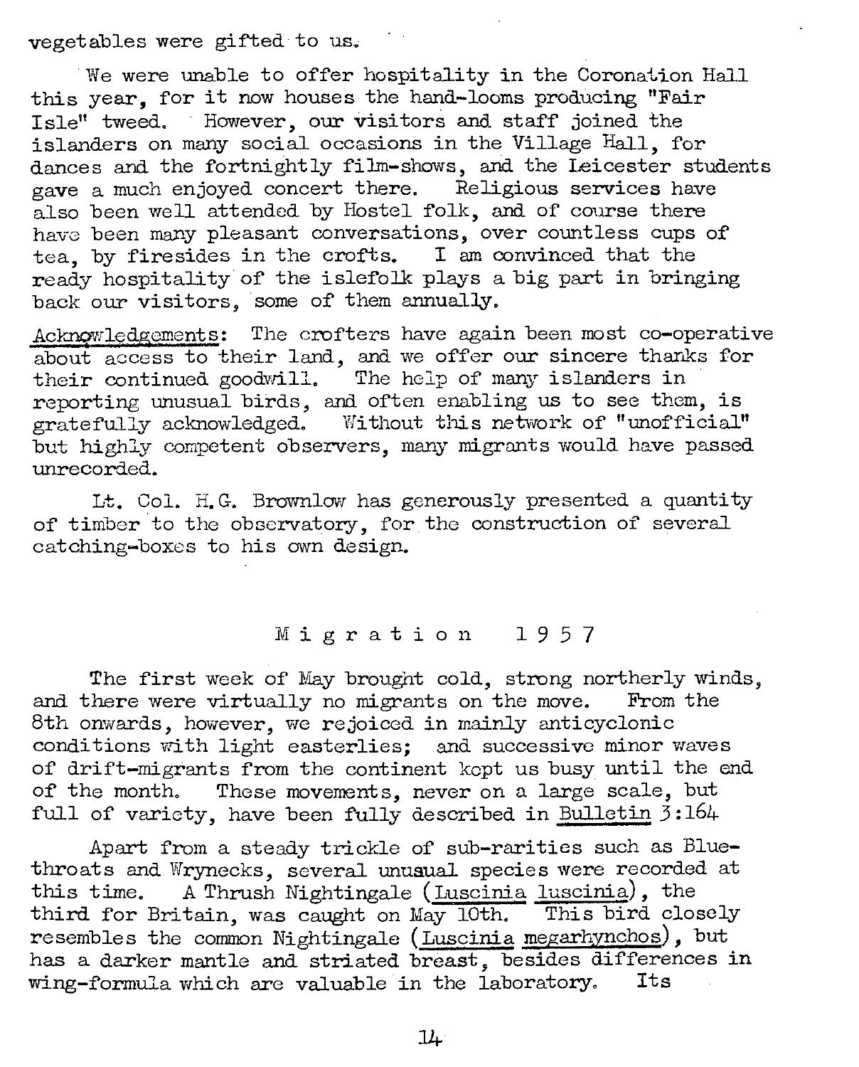vegetables were gifted to us.

We were unable to offer hospitality in the Coronation Hall this year, for it now houses the hand-looms producing "Fair Isle" tweed. However, our visitors and staff joined the islanders on many social occasions in the Village Hall, for dances and the fortnightly film-shows, and the Leicester students gave a much enjoyed concert there. Religious services have also been well attended by Hostel folk, and of course there have been many pleasant conversations, over countless cups of tea, by firesides in the crofts. I am convinced that the ready hospitality of the islefolk plays a big part in bringing back our visitors, some of them annually.

Acknowledgements: The crofters have again been most co-operative about access to their land, and we offer our sincere thanks for their continued goodwill. The help of many islanders in reporting unusual birds, and often enabling us to see them, is gratefully acknowledged. Without this network of "unofficial" but highly competent observers, many migrants would have passed unrecorded.

Lt. Col. H.G. Brownlow has generously presented a quantity of timber to the observatory, for the construction of several catching-boxes to his own design.

## Migration 1957

The first week of May brought cold, strong northerly winds, and there were virtually no migrants on the move. From the 8th onwards, however, we rejoiced in mainly anticyclonic conditions with light easterlies; and successive minor waves of drift-migrants from the continent kept us busy until the end of the month. These movements, never on a large scale, but full of variety, have been fully described in Bulletin 3:164

Apart from a steady trickle of sub-rarities such as Bluethroats and Wrynecks, several unusual species were recorded at this time. A Thrush Nightingale (*Luscinia luscinia*), the third for Britain, was caught on May 10th. This bird closely resembles the common Nightingale (*Luscinia megarhynchos*), but has a darker mantle and striated breast, besides differences in wing-formula which are valuable in the laboratory. Its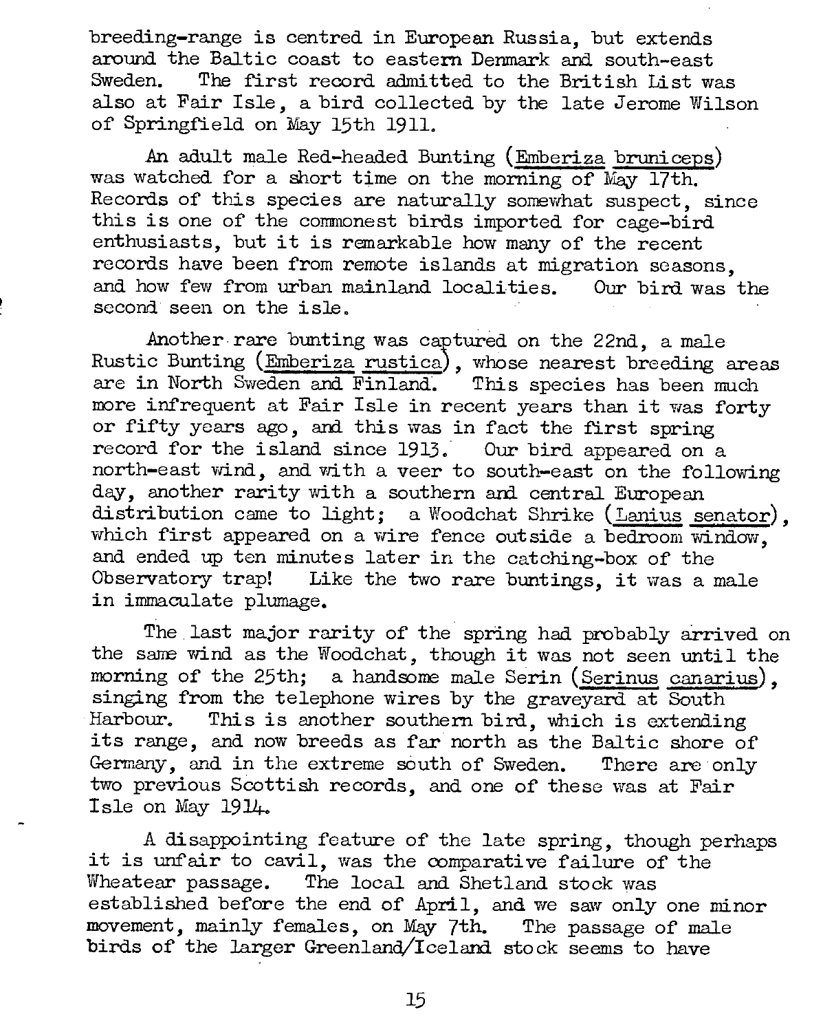breeding-range is centred in European Russia, but extends around the Baltic coast to eastern Denmark and south-east Sweden. The first record admitted to the British List was also at Fair Isle, a bird collected by the late Jerome Wilson of Springfield on May 15th 1911.

An adult male Red-headed Bunting (Emberiza bruniceps) was watched for a short time on the morning of May 17th. Records of this species are naturally somewhat suspect, since this is one of the commonest birds imported for cage-bird enthusiasts, but it is remarkable how many of the recent records have been from remote islands at migration seasons, and how few from urban mainland localities. Our bird was the second seen on the isle.

Another rare bunting was captured on the 22nd, a male Rustic Bunting (Emberiza rustica), whose nearest breeding areas are in North Sweden and Finland. This species has been much more infrequent at Fair Isle in recent years than it was forty or fifty years ago, and this was in fact the first spring record for the island since 1913. Our bird appeared on a north-east wind, and with a veer to south-east on the following day, another rarity with a southern and central European distribution came to light; a Woodchat Shrike (Lanius senator), which first appeared on a wire fence outside a bedroom window, and ended up ten minutes later in the catching-box of the Observatory trap! Like the two rare buntings, it was a male in immaculate plumage.

The last major rarity of the spring had probably arrived on the same wind as the Woodchat, though it was not seen until the morning of the 25th; a handsome male Serin (Serinus canarius), singing from the telephone wires by the graveyard at South Harbour. This is another southern bird, which is extending its range, and now breeds as far north as the Baltic shore of Germany, and in the extreme south of Sweden. There are only two previous Scottish records, and one of these was at Fair Isle on May 1914.

A disappointing feature of the late spring, though perhaps it is unfair to cavil, was the comparative failure of the Wheatear passage. The local and Shetland stock was established before the end of April, and we saw only one minor movement, mainly females, on May 7th. The passage of male birds of the larger Greenland/Iceland stock seems to have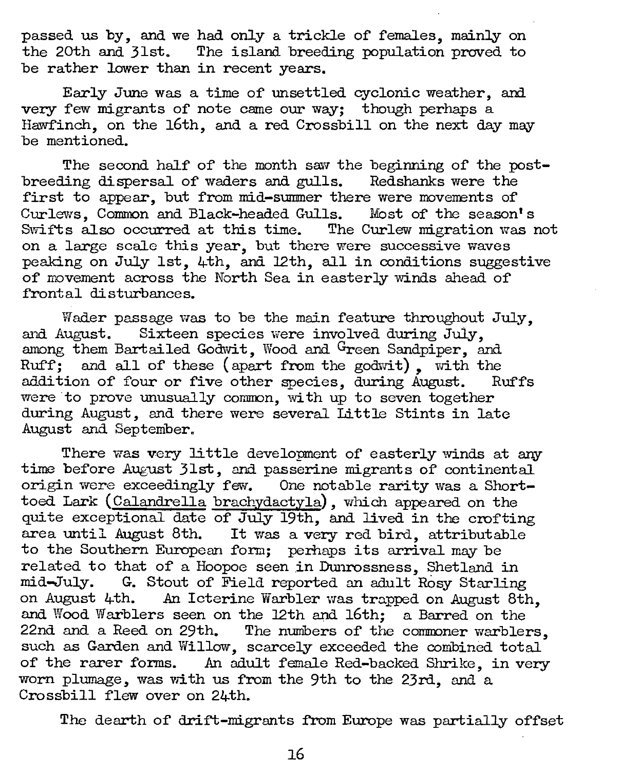passed us by, and we had only a trickle of females, mainly on the 20th and 31st. The island breeding population proved to be rather lower than in recent years.

Early June was a time of unsettled cyclonic weather, and very few migrants of note came our way; though perhaps a Hawfinch, on the 16th, and a red Crossbill on the next day may be mentioned.

The second half of the month saw the beginning of the post-breeding dispersal of waders and gulls. Redshanks were the first to appear, but from mid-summer there were movements of Curlews, Common and Black-headed Gulls. Most of the season's Swifts also occurred at this time. The Curlew migration was not on a large scale this year, but there were successive waves peaking on July 1st, 4th, and 12th, all in conditions suggestive of movement across the North Sea in easterly winds ahead of frontal disturbances.

Wader passage was to be the main feature throughout July, and August. Sixteen species were involved during July, among them Bartailed Godwit, Wood and Green Sandpiper, and Ruff; and all of these (apart from the godwit), with the addition of four or five other species, during August. Ruffs were to prove unusually common, with up to seven together during August, and there were several Little Stints in late August and September.

There was very little development of easterly winds at any time before August 31st, and passerine migrants of continental origin were exceedingly few. One notable rarity was a Short-toed Lark (Calandrella brachydactyla), which appeared on the quite exceptional date of July 19th, and lived in the crofting area until August 8th. It was a very red bird, attributable to the Southern European form; perhaps its arrival may be related to that of a Hoopoe seen in Dunrossness, Shetland in mid-July. G. Stout of Field reported an adult Rosy Starling on August 4th. An Icterine Warbler was trapped on August 8th, and Wood Warblers seen on the 12th and 16th; a Barred on the 22nd and a Reed on 29th. The numbers of the commoner warblers, such as Garden and Willow, scarcely exceeded the combined total of the rarer forms. An adult female Red-backed Shrike, in very worn plumage, was with us from the 9th to the 23rd, and a Crossbill flew over on 24th.

The dearth of drift-migrants from Europe was partially offset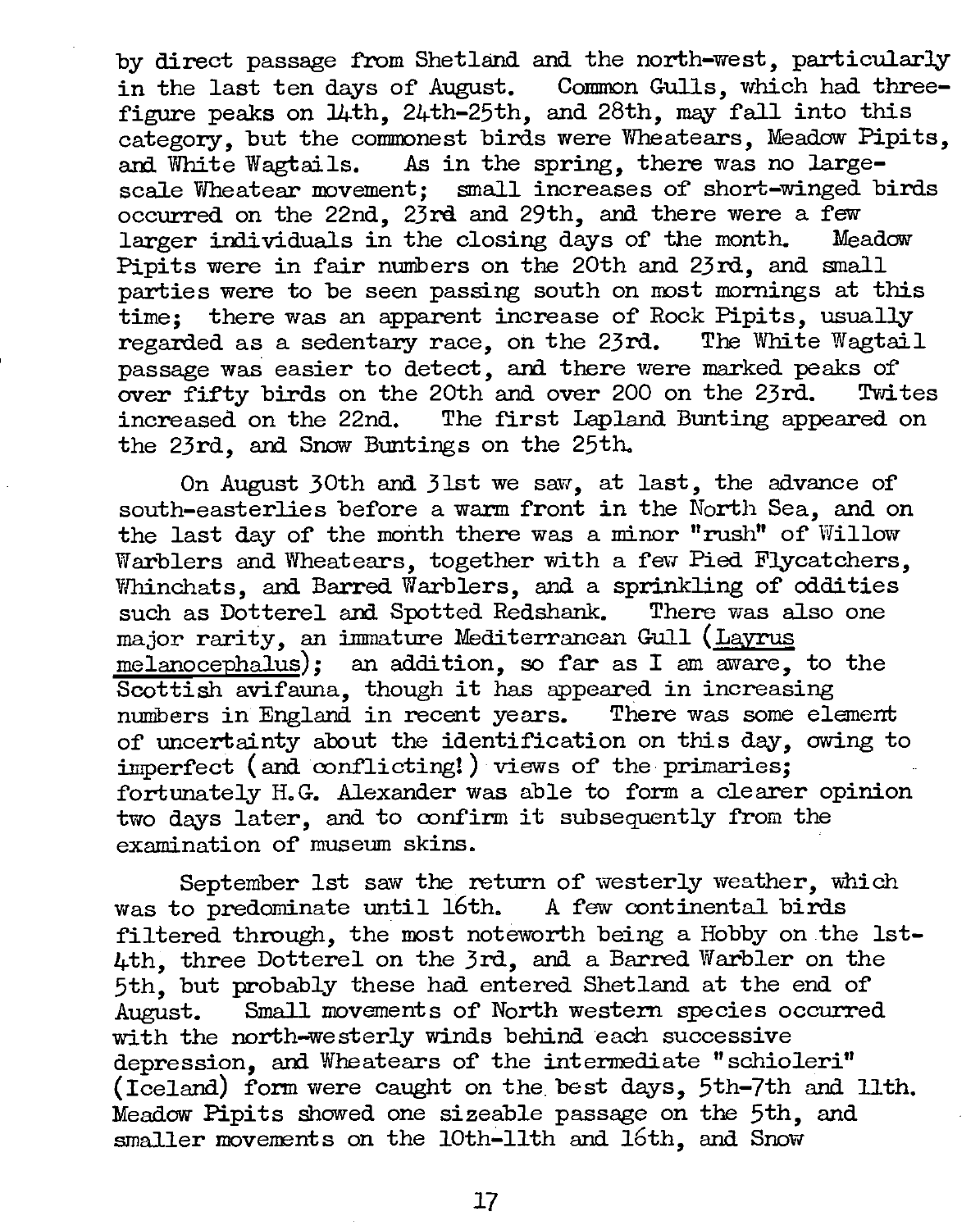by direct passage from Shetland and the north-west, particularly in the last ten days of August. Common Gulls, which had three-figure peaks on 14th, 24th-25th, and 28th, may fall into this category, but the commonest birds were Wheatears, Meadow Pipits, and White Wagtails. As in the spring, there was no large-scale Wheatear movement; small increases of short-winged birds occurred on the 22nd, 23rd and 29th, and there were a few larger individuals in the closing days of the month. Meadow Pipits were in fair numbers on the 20th and 23rd, and small parties were to be seen passing south on most mornings at this time; there was an apparent increase of Rock Pipits, usually regarded as a sedentary race, on the 23rd. The White Wagtail passage was easier to detect, and there were marked peaks of over fifty birds on the 20th and over 200 on the 23rd. Twites increased on the 22nd. The first Lapland Bunting appeared on the 23rd, and Snow Buntings on the 25th.

On August 30th and 31st we saw, at last, the advance of south-easterlies before a warm front in the North Sea, and on the last day of the month there was a minor "rush" of Willow Warblers and Wheatears, together with a few Pied Flycatchers, Whinchats, and Barred Warblers, and a sprinkling of oddities such as Dotterel and Spotted Redshank. There was also one major rarity, an immature Mediterranean Gull (Layrus melanocephalus); an addition, so far as I am aware, to the Scottish avifauna, though it has appeared in increasing numbers in England in recent years. There was some element of uncertainty about the identification on this day, owing to imperfect (and conflicting!) views of the primaries; fortunately H.G. Alexander was able to form a clearer opinion two days later, and to confirm it subsequently from the examination of museum skins.

September 1st saw the return of westerly weather, which was to predominate until 16th. A few continental birds filtered through, the most noteworth being a Hobby on the 1st-4th, three Dotterel on the 3rd, and a Barred Warbler on the 5th, but probably these had entered Shetland at the end of August. Small movements of North western species occurred with the north-westerly winds behind each successive depression, and Wheatears of the intermediate "schioleri" (Iceland) form were caught on the best days, 5th-7th and 11th. Meadow Pipits showed one sizeable passage on the 5th, and smaller movements on the 10th-11th and 16th, and Snow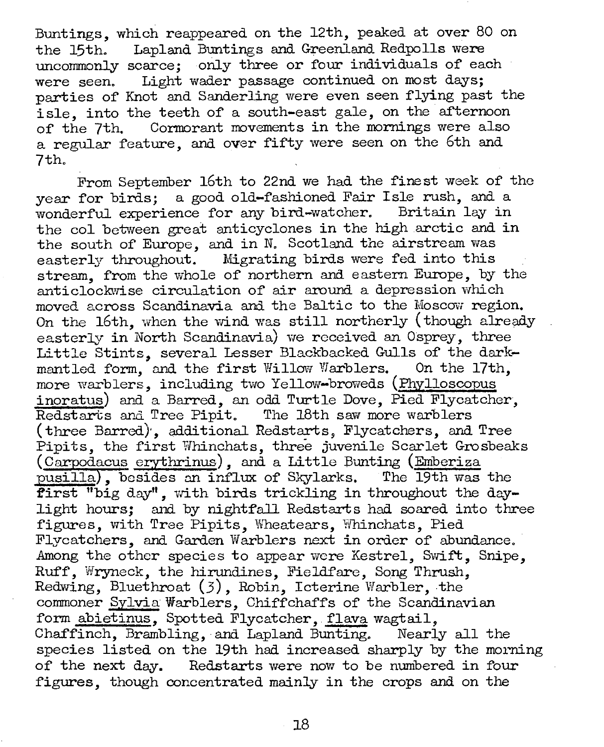Buntings, which reappeared on the 12th, peaked at over 80 on the 15th. Lapland Buntings and Greenland Redpolls were uncommonly scarce; only three or four individuals of each were seen. Light wader passage continued on most days; parties of Knot and Sanderling were even seen flying past the isle, into the teeth of a south-east gale, on the afternoon of the 7th. Cormorant movements in the mornings were also a regular feature, and over fifty were seen on the 6th and 7th.

From September 16th to 22nd we had the finest week of the year for birds; a good old-fashioned Fair Isle rush, and a wonderful experience for any bird-watcher. Britain lay in the col between great anticyclones in the high arctic and in the south of Europe, and in N. Scotland the airstream was easterly throughout. Migrating birds were fed into this stream, from the whole of northern and eastern Europe, by the anticlockwise circulation of air around a depression which moved across Scandinavia and the Baltic to the Moscow region. On the 16th, when the wind was still northerly (though already easterly in North Scandinavia) we received an Osprey, three Little Stints, several Lesser Blackbacked Gulls of the dark-mantled form, and the first Willow Warblers. On the 17th, more warblers, including two Yellow-broweds (*Phylloscopus inoratus*) and a Barred, an odd Turtle Dove, Pied Flycatcher, Redstarts and Tree Pipit. The 18th saw more warblers (three Barred), additional Redstarts, Flycatchers, and Tree Pipits, the first Whinchats, three juvenile Scarlet Grosbeaks (*Carpodacus erythrinus*), and a Little Bunting (*Emberiza pusilla*), besides an influx of Skylarks. The 19th was the first "big day", with birds trickling in throughout the daylight hours; and by nightfall Redstarts had soared into three figures, with Tree Pipits, Wheatears, Whinchats, Pied Flycatchers, and Garden Warblers next in order of abundance. Among the other species to appear were Kestrel, Swift, Snipe, Ruff, Wryneck, the hirundines, Fieldfare, Song Thrush, Redwing, Bluethroat (3), Robin, Icterine Warbler, the commoner *Sylvia* Warblers, Chiffchaffs of the Scandinavian form *abietinus*, Spotted Flycatcher, *flava* wagtail, Chaffinch, Brambling, and Lapland Bunting. Nearly all the species listed on the 19th had increased sharply by the morning of the next day. Redstarts were now to be numbered in four figures, though concentrated mainly in the crops and on the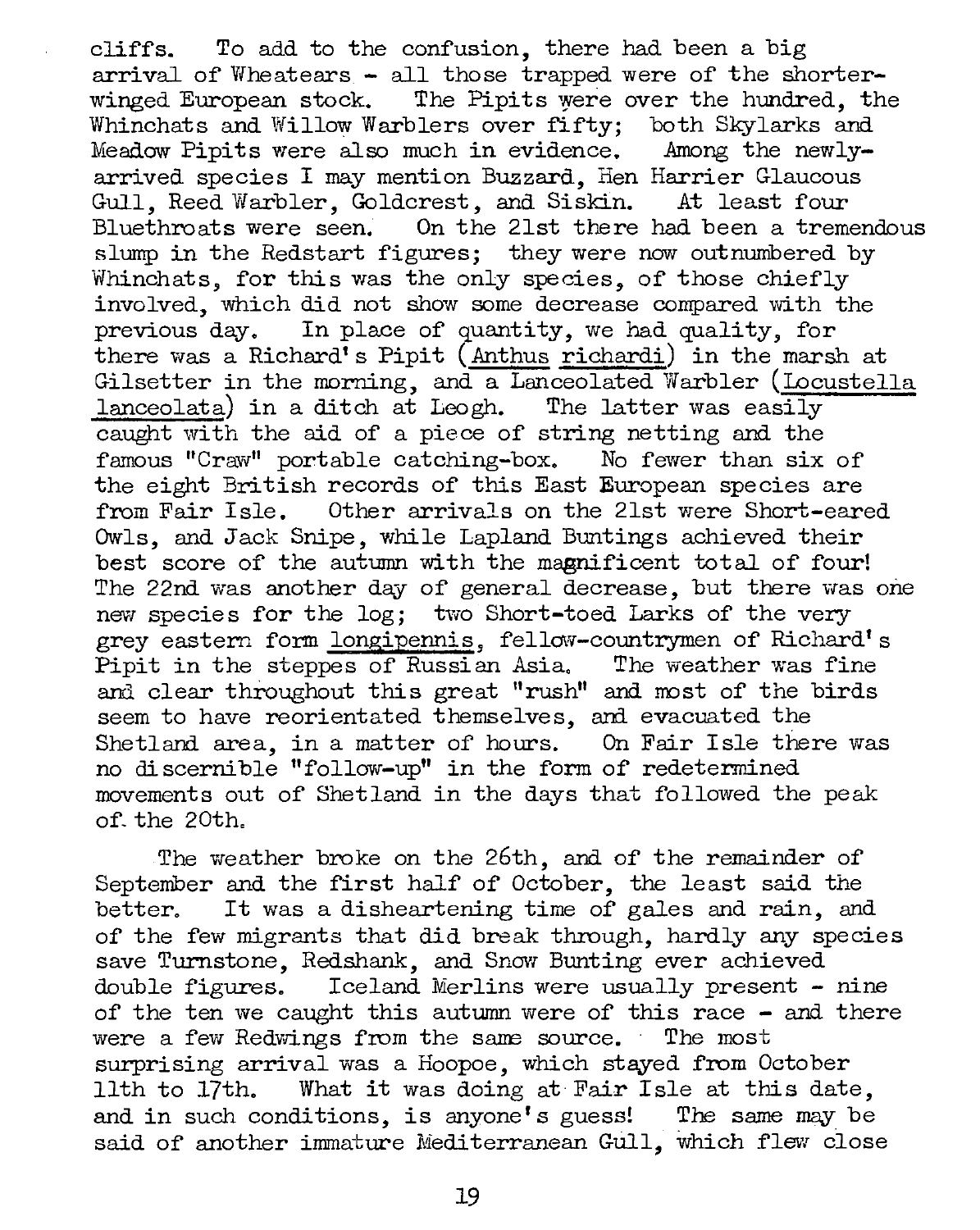cliffs. To add to the confusion, there had been a big arrival of Wheatears - all those trapped were of the shorter-winged European stock. The Pipits were over the hundred, the Whinchats and Willow Warblers over fifty; both Skylarks and Meadow Pipits were also much in evidence. Among the newly-arrived species I may mention Buzzard, Hen Harrier Glaucous Gull, Reed Warbler, Goldcrest, and Siskin. At least four Bluethroats were seen. On the 21st there had been a tremendous slump in the Redstart figures; they were now outnumbered by Whinchats, for this was the only species, of those chiefly involved, which did not show some decrease compared with the previous day. In place of quantity, we had quality, for there was a Richard's Pipit (Anthus richardi) in the marsh at Gilsetter in the morning, and a Lanceolated Warbler (Locustella lanceolata) in a ditch at Leogh. The latter was easily caught with the aid of a piece of string netting and the famous "Craw" portable catching-box. No fewer than six of the eight British records of this East European species are from Fair Isle. Other arrivals on the 21st were Short-eared Owls, and Jack Snipe, while Lapland Buntings achieved their best score of the autumn with the magnificent total of four! The 22nd was another day of general decrease, but there was one new species for the log; two Short-toed Larks of the very grey eastern form longipennis, fellow-countrymen of Richard's Pipit in the steppes of Russian Asia. The weather was fine and clear throughout this great "rush" and most of the birds seem to have reorientated themselves, and evacuated the Shetland area, in a matter of hours. On Fair Isle there was no discernible "follow-up" in the form of redetermined movements out of Shetland in the days that followed the peak of the 20th.

The weather broke on the 26th, and of the remainder of September and the first half of October, the least said the better. It was a disheartening time of gales and rain, and of the few migrants that did break through, hardly any species save Turnstone, Redshank, and Snow Bunting ever achieved double figures. Iceland Merlins were usually present - nine of the ten we caught this autumn were of this race - and there were a few Redwings from the same source. The most surprising arrival was a Hoopoe, which stayed from October 11th to 17th. What it was doing at Fair Isle at this date, and in such conditions, is anyone's guess! The same may be said of another immature Mediterranean Gull, which flew close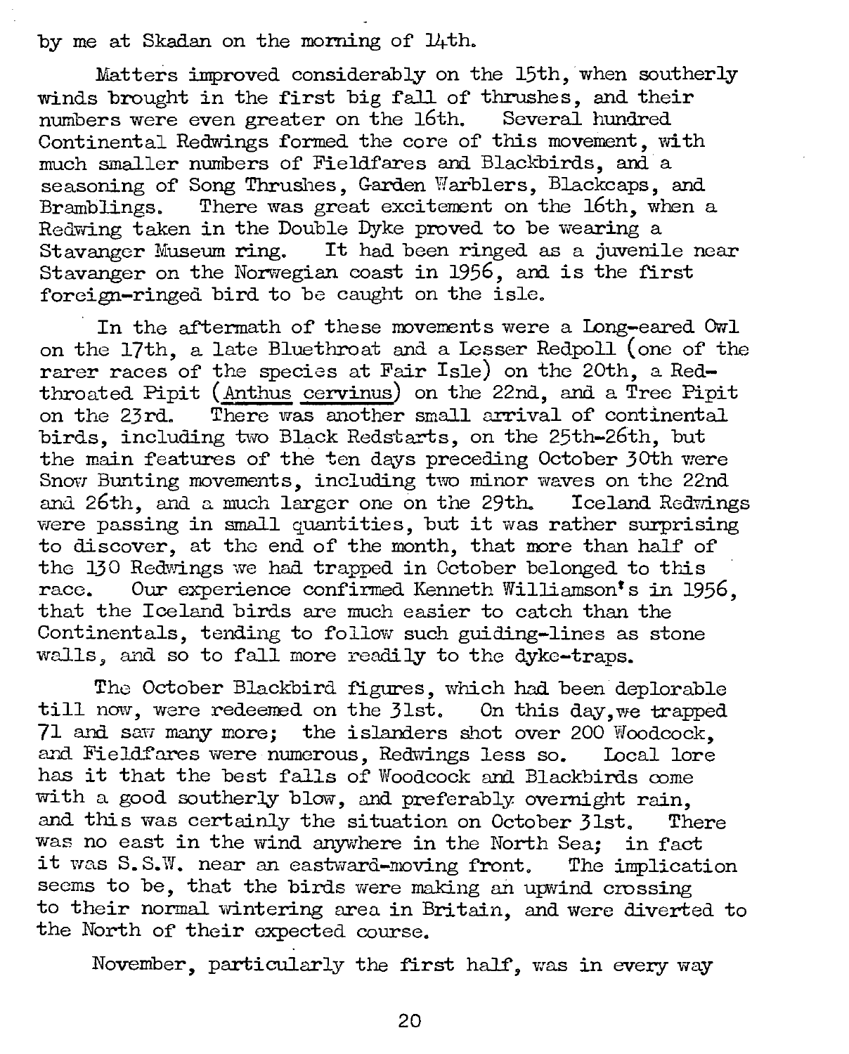by me at Skadan on the morning of 14th.

Matters improved considerably on the 15th, when southerly winds brought in the first big fall of thrushes, and their numbers were even greater on the 16th. Several hundred Continental Redwings formed the core of this movement, with much smaller numbers of Fieldfares and Blackbirds, and a seasoning of Song Thrushes, Garden Warblers, Blackcaps, and Bramblings. There was great excitement on the 16th, when a Redwing taken in the Double Dyke proved to be wearing a Stavanger Museum ring. It had been ringed as a juvenile near Stavanger on the Norwegian coast in 1956, and is the first foreign-ringed bird to be caught on the isle.

In the aftermath of these movements were a Long-eared Owl on the 17th, a late Bluethroat and a Lesser Redpoll (one of the rarer races of the species at Fair Isle) on the 20th, a Red-throated Pipit (Anthus cervinus) on the 22nd, and a Tree Pipit on the 23rd. There was another small arrival of continental birds, including two Black Redstarts, on the 25th-26th, but the main features of the ten days preceding October 30th were Snow Bunting movements, including two minor waves on the 22nd and 26th, and a much larger one on the 29th. Iceland Redwings were passing in small quantities, but it was rather surprising to discover, at the end of the month, that more than half of the 130 Redwings we had trapped in October belonged to this race. Our experience confirmed Kenneth Williamson's in 1956, that the Iceland birds are much easier to catch than the Continentals, tending to follow such guiding-lines as stone walls, and so to fall more readily to the dyke-traps.

The October Blackbird figures, which had been deplorable till now, were redeemed on the 31st. On this day, we trapped 71 and saw many more; the islanders shot over 200 Woodcock, and Fieldfares were numerous, Redwings less so. Local lore has it that the best falls of Woodcock and Blackbirds come with a good southerly blow, and preferably overnight rain, and this was certainly the situation on October 31st. There was no east in the wind anywhere in the North Sea; in fact it was S.S.W. near an eastward-moving front. The implication seems to be, that the birds were making an upwind crossing to their normal wintering area in Britain, and were diverted to the North of their expected course.

November, particularly the first half, was in every way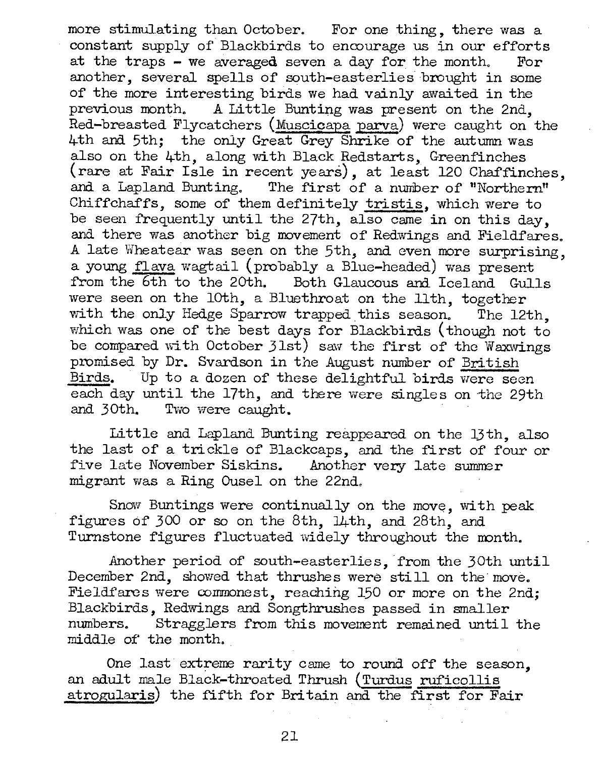more stimulating than October. For one thing, there was a constant supply of Blackbirds to encourage us in our efforts at the traps - we averaged seven a day for the month. For another, several spells of south-easterlies brought in some of the more interesting birds we had vainly awaited in the previous month. A Little Bunting was present on the 2nd, Red-breasted Flycatchers (*Muscicapa parva*) were caught on the 4th and 5th; the only Great Grey Shrike of the autumn was also on the 4th, along with Black Redstarts, Greenfinches (rare at Fair Isle in recent years), at least 120 Chaffinches, and a Lapland Bunting. The first of a number of "Northern" Chiffchaffs, some of them definitely *tristis*, which were to be seen frequently until the 27th, also came in on this day, and there was another big movement of Redwings and Fieldfares. A late Wheatear was seen on the 5th, and even more surprising, a young *flava* wagtail (probably a Blue-headed) was present from the 6th to the 20th. Both Glaucous and Iceland Gulls were seen on the 10th, a Bluethroat on the 11th, together with the only Hedge Sparrow trapped this season. The 12th, which was one of the best days for Blackbirds (though not to be compared with October 31st) saw the first of the Waxwings promised by Dr. Svardson in the August number of *British Birds*. Up to a dozen of these delightful birds were seen each day until the 17th, and there were singles on the 29th and 30th. Two were caught.

Little and Lapland Bunting reappeared on the 13th, also the last of a trickle of Blackcaps, and the first of four or five late November Siskins. Another very late summer migrant was a Ring Ousel on the 22nd.

Snow Buntings were continually on the move, with peak figures of 300 or so on the 8th, 14th, and 28th, and Turnstone figures fluctuated widely throughout the month.

Another period of south-easterlies, from the 30th until December 2nd, showed that thrushes were still on the move. Fieldfares were commonest, reaching 150 or more on the 2nd; Blackbirds, Redwings and Songthrushes passed in smaller numbers. Stragglers from this movement remained until the middle of the month.

One last extreme rarity came to round off the season, an adult male Black-throated Thrush (*Turdus ruficollis atrogularis*) the fifth for Britain and the first for Fair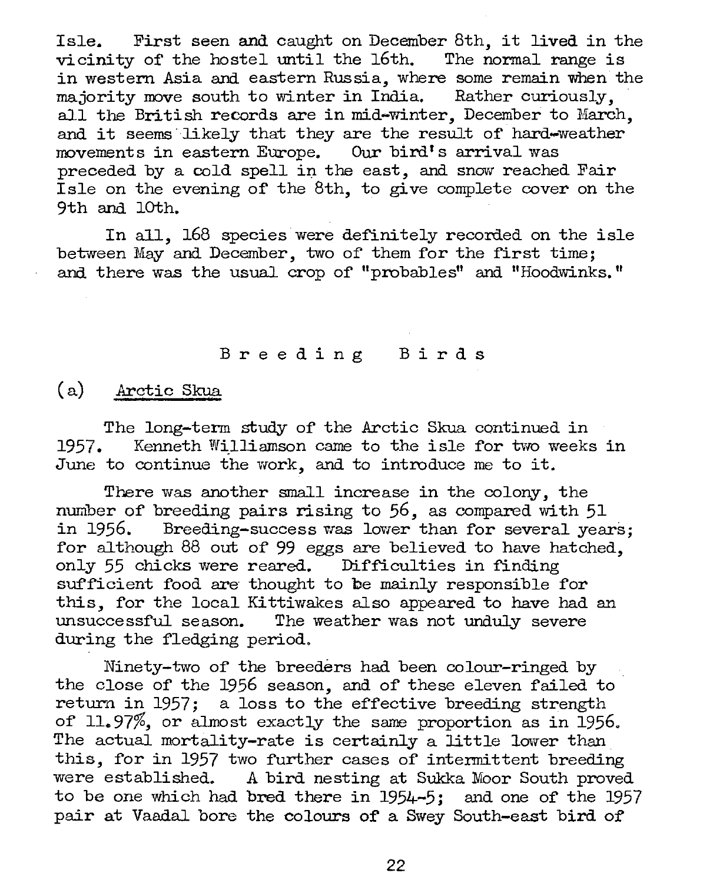Isle. First seen and caught on December 8th, it lived in the vicinity of the hostel until the 16th. The normal range is in western Asia and eastern Russia, where some remain when the majority move south to winter in India. Rather curiously, all the British records are in mid-winter, December to March, and it seems likely that they are the result of hard-weather movements in eastern Europe. Our bird's arrival was preceded by a cold spell in the east, and snow reached Fair Isle on the evening of the 8th, to give complete cover on the 9th and 10th.

In all, 168 species were definitely recorded on the isle between May and December, two of them for the first time; and there was the usual crop of "probables" and "Hoodwinks."

## Breeding Birds

### (a) Arctic Skua

The long-term study of the Arctic Skua continued in 1957. Kenneth Williamson came to the isle for two weeks in June to continue the work, and to introduce me to it.

There was another small increase in the colony, the number of breeding pairs rising to 56, as compared with 51 in 1956. Breeding-success was lower than for several years; for although 88 out of 99 eggs are believed to have hatched, only 55 chicks were reared. Difficulties in finding sufficient food are thought to be mainly responsible for this, for the local Kittiwakes also appeared to have had an unsuccessful season. The weather was not unduly severe during the fledging period.

Ninety-two of the breeders had been colour-ringed by the close of the 1956 season, and of these eleven failed to return in 1957; a loss to the effective breeding strength of 11.97%, or almost exactly the same proportion as in 1956. The actual mortality-rate is certainly a little lower than this, for in 1957 two further cases of intermittent breeding were established. A bird nesting at Sukka Moor South proved to be one which had bred there in 1954-5; and one of the 1957 pair at Vaadal bore the colours of a Swey South-east bird of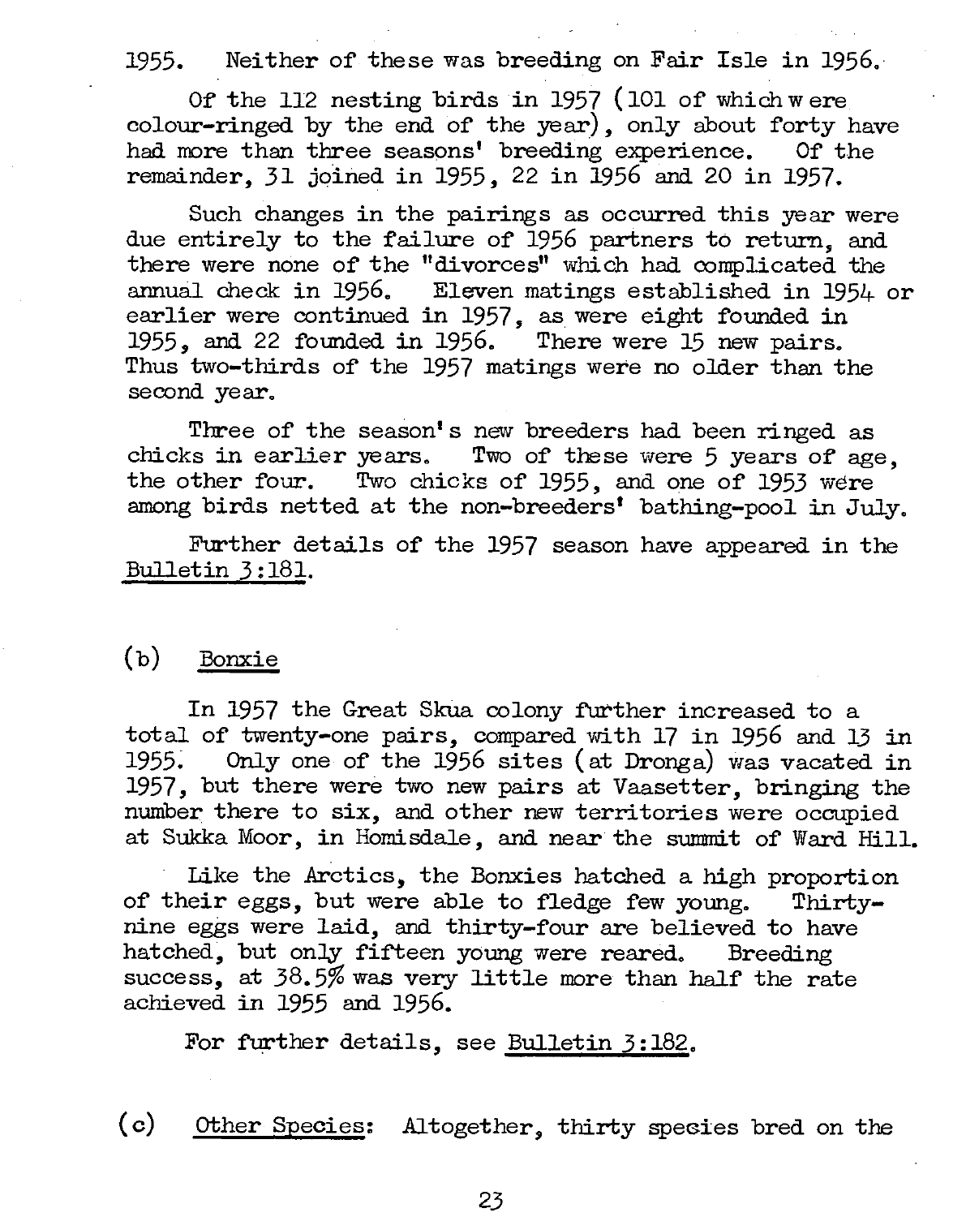1955. Neither of these was breeding on Fair Isle in 1956.

Of the 112 nesting birds in 1957 (101 of which were colour-ringed by the end of the year), only about forty have had more than three seasons' breeding experience. Of the remainder, 31 joined in 1955, 22 in 1956 and 20 in 1957.

Such changes in the pairings as occurred this year were due entirely to the failure of 1956 partners to return, and there were none of the "divorces" which had complicated the annual check in 1956. Eleven matings established in 1954 or earlier were continued in 1957, as were eight founded in 1955, and 22 founded in 1956. There were 15 new pairs. Thus two-thirds of the 1957 matings were no older than the second year.

Three of the season's new breeders had been ringed as chicks in earlier years. Two of these were 5 years of age, the other four. Two chicks of 1955, and one of 1953 were among birds netted at the non-breeders' bathing-pool in July.

Further details of the 1957 season have appeared in the Bulletin 3:181.

## (b) Bonxie

In 1957 the Great Skua colony further increased to a total of twenty-one pairs, compared with 17 in 1956 and 13 in 1955. Only one of the 1956 sites (at Dronga) was vacated in 1957, but there were two new pairs at Vaasetter, bringing the number there to six, and other new territories were occupied at Sukka Moor, in Homisdale, and near the summit of Ward Hill.

Like the Arctics, the Bonxies hatched a high proportion of their eggs, but were able to fledge few young. Thirty-nine eggs were laid, and thirty-four are believed to have hatched, but only fifteen young were reared. Breeding success, at 38.5% was very little more than half the rate achieved in 1955 and 1956.

For further details, see Bulletin 3:182.

## (c) Other Species:

Altogether, thirty species bred on the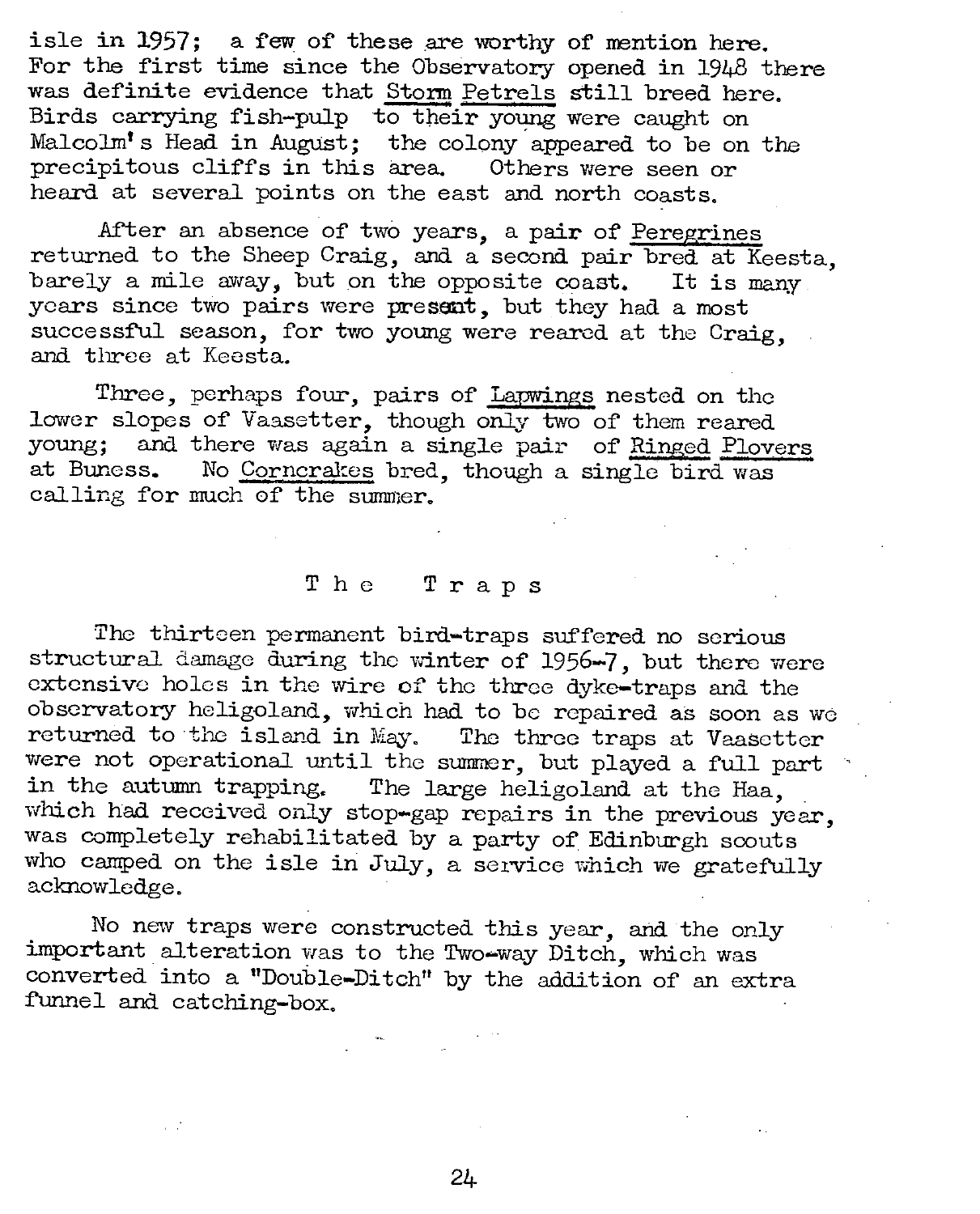isle in 1957; a few of these are worthy of mention here. For the first time since the Observatory opened in 1948 there was definite evidence that Storm Petrels still breed here. Birds carrying fish-pulp to their young were caught on Malcolm's Head in August; the colony appeared to be on the precipitous cliffs in this area. Others were seen or heard at several points on the east and north coasts.

After an absence of two years, a pair of Peregrines returned to the Sheep Craig, and a second pair bred at Keesta, barely a mile away, but on the opposite coast. It is many years since two pairs were present, but they had a most successful season, for two young were reared at the Craig, and three at Keesta.

Three, perhaps four, pairs of Lapwings nested on the lower slopes of Vaasetter, though only two of them reared young; and there was again a single pair of Ringed Plovers at Buness. No Corncrakes bred, though a single bird was calling for much of the summer.

## The Traps

The thirteen permanent bird-traps suffered no serious structural damage during the winter of 1956-7, but there were extensive holes in the wire of the three dyke-traps and the observatory heligoland, which had to be repaired as soon as we returned to the island in May. The three traps at Vaasetter were not operational until the summer, but played a full part in the autumn trapping. The large heligoland at the Haa, which had received only stop-gap repairs in the previous year, was completely rehabilitated by a party of Edinburgh scouts who camped on the isle in July, a service which we gratefully acknowledge.

No new traps were constructed this year, and the only important alteration was to the Two-way Ditch, which was converted into a "Double-Ditch" by the addition of an extra funnel and catching-box.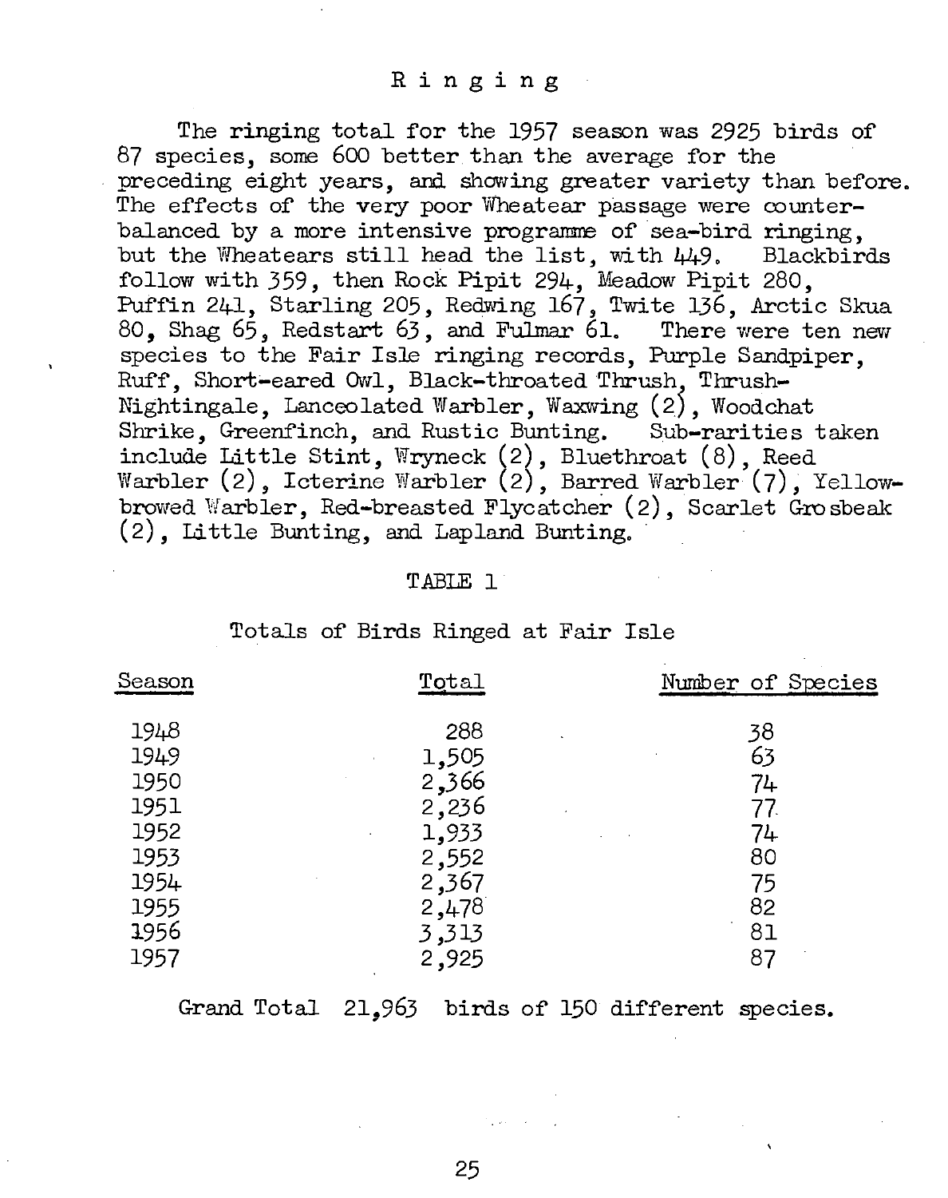## Ringing

The ringing total for the 1957 season was 2925 birds of 87 species, some 600 better than the average for the preceding eight years, and showing greater variety than before. The effects of the very poor Wheatear passage were counterbalanced by a more intensive programme of sea-bird ringing, but the Wheatears still head the list, with 449. Blackbirds follow with 359, then Rock Pipit 294, Meadow Pipit 280, Puffin 241, Starling 205, Redwing 167, Twite 136, Arctic Skua 80, Shag 65, Redstart 63, and Fulmar 61. There were ten new species to the Fair Isle ringing records, Purple Sandpiper, Ruff, Short-eared Owl, Black-throated Thrush, Thrush-Nightingale, Lanceolated Warbler, Waxwing (2), Woodchat Shrike, Greenfinch, and Rustic Bunting. Sub-rarities taken include Little Stint, Wryneck (2), Bluethroat (8), Reed Warbler (2), Icterine Warbler (2), Barred Warbler (7), Yellow-browed Warbler, Red-breasted Flycatcher (2), Scarlet Grosbeak (2), Little Bunting, and Lapland Bunting.

TABLE 1

Totals of Birds Ringed at Fair Isle

| Season | Total | Number of Species |
|---|---|---|
| 1948 | 288 | 38 |
| 1949 | 1,505 | 63 |
| 1950 | 2,366 | 74 |
| 1951 | 2,236 | 77 |
| 1952 | 1,933 | 74 |
| 1953 | 2,552 | 80 |
| 1954 | 2,367 | 75 |
| 1955 | 2,478 | 82 |
| 1956 | 3,313 | 81 |
| 1957 | 2,925 | 87 |

Grand Total 21,963 birds of 150 different species.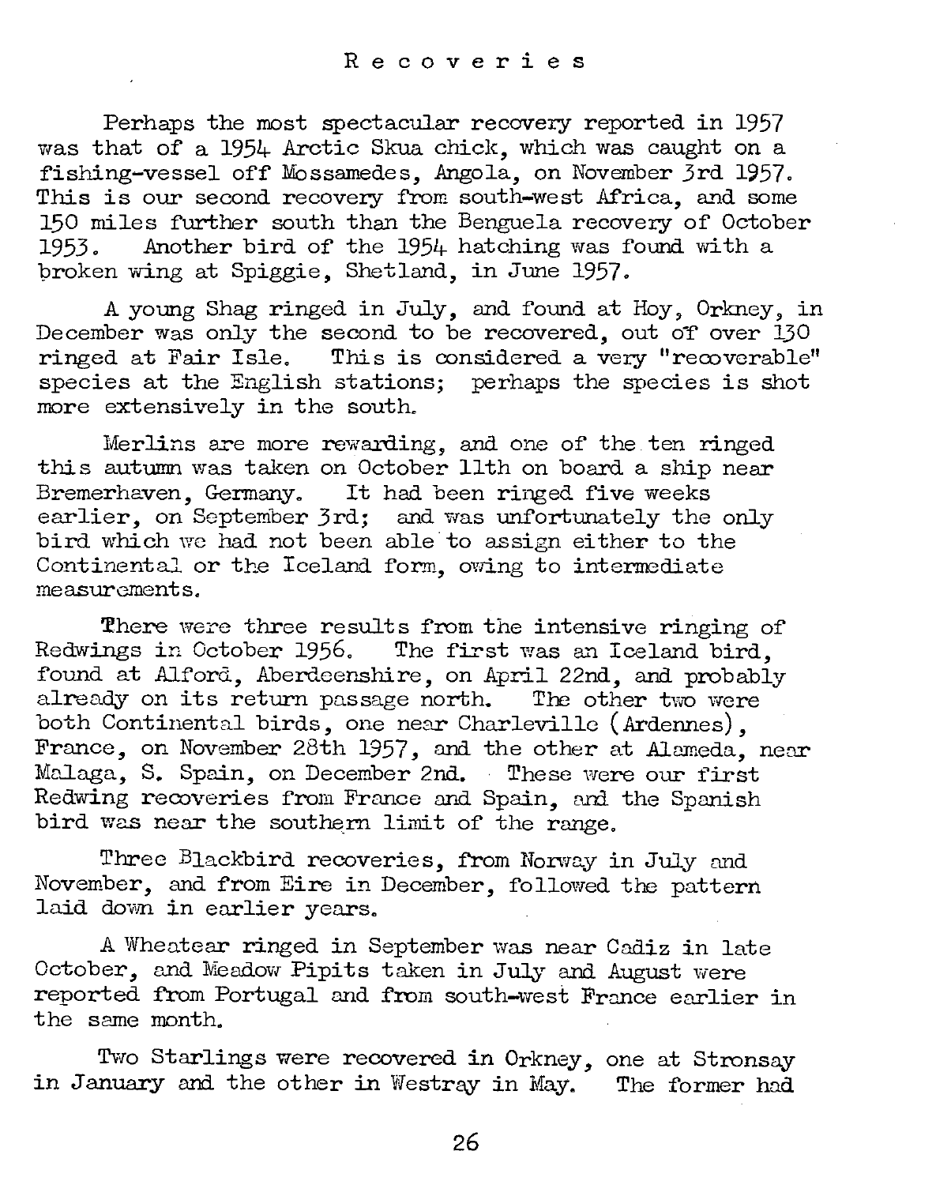## Recoveries

Perhaps the most spectacular recovery reported in 1957 was that of a 1954 Arctic Skua chick, which was caught on a fishing-vessel off Mossamedes, Angola, on November 3rd 1957. This is our second recovery from south-west Africa, and some 150 miles further south than the Benguela recovery of October 1953. Another bird of the 1954 hatching was found with a broken wing at Spiggie, Shetland, in June 1957.

A young Shag ringed in July, and found at Hoy, Orkney, in December was only the second to be recovered, out of over 130 ringed at Fair Isle. This is considered a very "recoverable" species at the English stations; perhaps the species is shot more extensively in the south.

Merlins are more rewarding, and one of the ten ringed this autumn was taken on October 11th on board a ship near Bremerhaven, Germany. It had been ringed five weeks earlier, on September 3rd; and was unfortunately the only bird which we had not been able to assign either to the Continental or the Iceland form, owing to intermediate measurements.

There were three results from the intensive ringing of Redwings in October 1956. The first was an Iceland bird, found at Alford, Aberdeenshire, on April 22nd, and probably already on its return passage north. The other two were both Continental birds, one near Charleville (Ardennes), France, on November 28th 1957, and the other at Alameda, near Malaga, S. Spain, on December 2nd. These were our first Redwing recoveries from France and Spain, and the Spanish bird was near the southern limit of the range.

Three Blackbird recoveries, from Norway in July and November, and from Eire in December, followed the pattern laid down in earlier years.

A Wheatear ringed in September was near Cadiz in late October, and Meadow Pipits taken in July and August were reported from Portugal and from south-west France earlier in the same month.

Two Starlings were recovered in Orkney, one at Stronsay in January and the other in Westray in May. The former had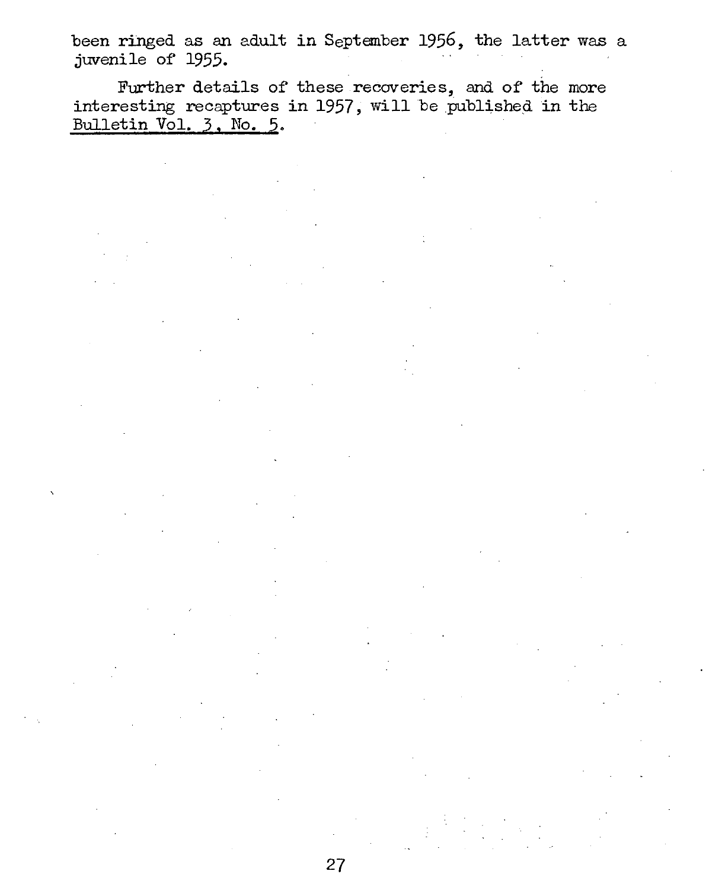been ringed as an adult in September 1956, the latter was a juvenile of 1955.

Further details of these recoveries, and of the more interesting recaptures in 1957, will be published in the Bulletin Vol. 3, No. 5.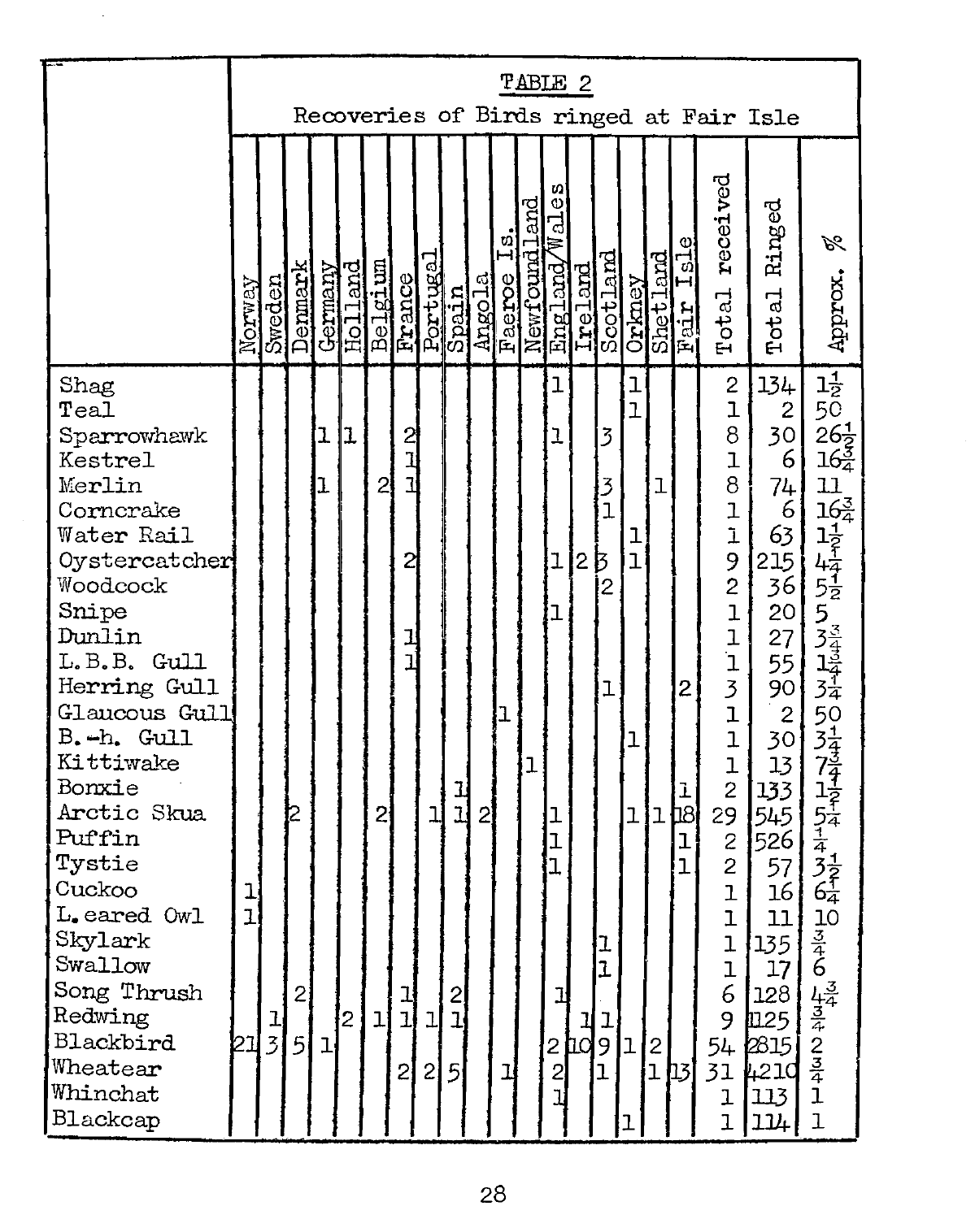**TABLE 2**

Recoveries of Birds ringed at Fair Isle

| | Norway | Sweden | Denmark | Germany | Holland | Belgium | France | Portugal | Spain | Angola | Faeroe Is. | Newfoundland | England/Wales | Ireland | Scotland | Orkney | Shetland | Fair Isle | Total received | Total Ringed | Approx. % |
|---|---|---|---|---|---|---|---|---|---|---|---|---|---|---|---|---|---|---|---|---|---|
| Shag | | | | | | | | | | | | | 1 | | | 1 | | | 2 | 134 | $1\frac{1}{2}$ |
| Teal | | | | | | | | | | | | | | | | 1 | | | 1 | 2 | 50 |
| Sparrowhawk | | | | 1 | 1 | | 2 | | | | | | 1 | | 3 | | | | 8 | 30 | $26\frac{1}{2}$ |
| Kestrel | | | | | | | 1 | | | | | | | | | | | | 1 | 6 | $16\frac{3}{4}$ |
| Merlin | | | | 1 | | 2 | 1 | | | | | | | | 3 | | 1 | | 8 | 74 | 11 |
| Corncrake | | | | | | | | | | | | | | | 1 | | | | 1 | 6 | $16\frac{3}{4}$ |
| Water Rail | | | | | | | | | | | | | | | | 1 | | | 1 | 63 | $1\frac{1}{2}$ |
| Oystercatcher | | | | | | | 2 | | | | | | 1 | 2 | 3 | 1 | | | 9 | 215 | $4\frac{1}{4}$ |
| Woodcock | | | | | | | | | | | | | | | 2 | | | | 2 | 36 | $5\frac{1}{2}$ |
| Snipe | | | | | | | | | | | | | 1 | | | | | | 1 | 20 | 5 |
| Dunlin | | | | | | | 1 | | | | | | | | | | | | 1 | 27 | $3\frac{3}{4}$ |
| L.B.B. Gull | | | | | | | 1 | | | | | | | | | | | | 1 | 55 | $1\frac{3}{4}$ |
| Herring Gull | | | | | | | | | | | | | | | 1 | | | 2 | 3 | 90 | $3\frac{1}{4}$ |
| Glaucous Gull | | | | | | | | | | | 1 | | | | | | | | 1 | 2 | 50 |
| B.-h. Gull | | | | | | | | | | | | | | | | 1 | | | 1 | 30 | $3\frac{1}{4}$ |
| Kittiwake | | | | | | | | | | | | 1 | | | | | | | 1 | 13 | $7\frac{3}{4}$ |
| Bonxie | | | | | | | | | 1 | | | | | | | | | 1 | 2 | 133 | $1\frac{1}{2}$ |
| Arctic Skua | | | 2 | | | 2 | | 1 | 1 | 2 | | | 1 | | | 1 | 1 | 18 | 29 | 545 | $5\frac{1}{4}$ |
| Puffin | | | | | | | | | | | | | 1 | | | | | 1 | 2 | 526 | $\frac{1}{4}$ |
| Tystie | | | | | | | | | | | | | 1 | | | | | 1 | 2 | 57 | $3\frac{1}{2}$ |
| Cuckoo | 1 | | | | | | | | | | | | | | | | | | 1 | 16 | $6\frac{1}{4}$ |
| L.eared Owl | 1 | | | | | | | | | | | | | | | | | | 1 | 11 | 10 |
| Skylark | | | | | | | | | | | | | | | 1 | | | | 1 | 135 | $\frac{3}{4}$ |
| Swallow | | | | | | | | | | | | | | | 1 | | | | 1 | 17 | 6 |
| Song Thrush | | | 2 | | | | 1 | | 2 | | | | 1 | | | | | | 6 | 128 | $4\frac{3}{4}$ |
| Redwing | | 1 | | | 2 | 1 | 1 | 1 | 1 | | | | | 1 | 1 | | | | 9 | 1125 | $\frac{3}{4}$ |
| Blackbird | 21 | 3 | 5 | 1 | | | | | | | | | 2 | 10 | 9 | 1 | 2 | | 54 | 2815 | 2 |
| Wheatear | | | | | | | 2 | 2 | 5 | | 1 | | 2 | | 1 | | 1 | 13 | 31 | 4210 | $\frac{3}{4}$ |
| Whinchat | | | | | | | | | | | | | 1 | | | | | | 1 | 113 | 1 |
| Blackcap | | | | | | | | | | | | | | | | 1 | | | 1 | 114 | 1 |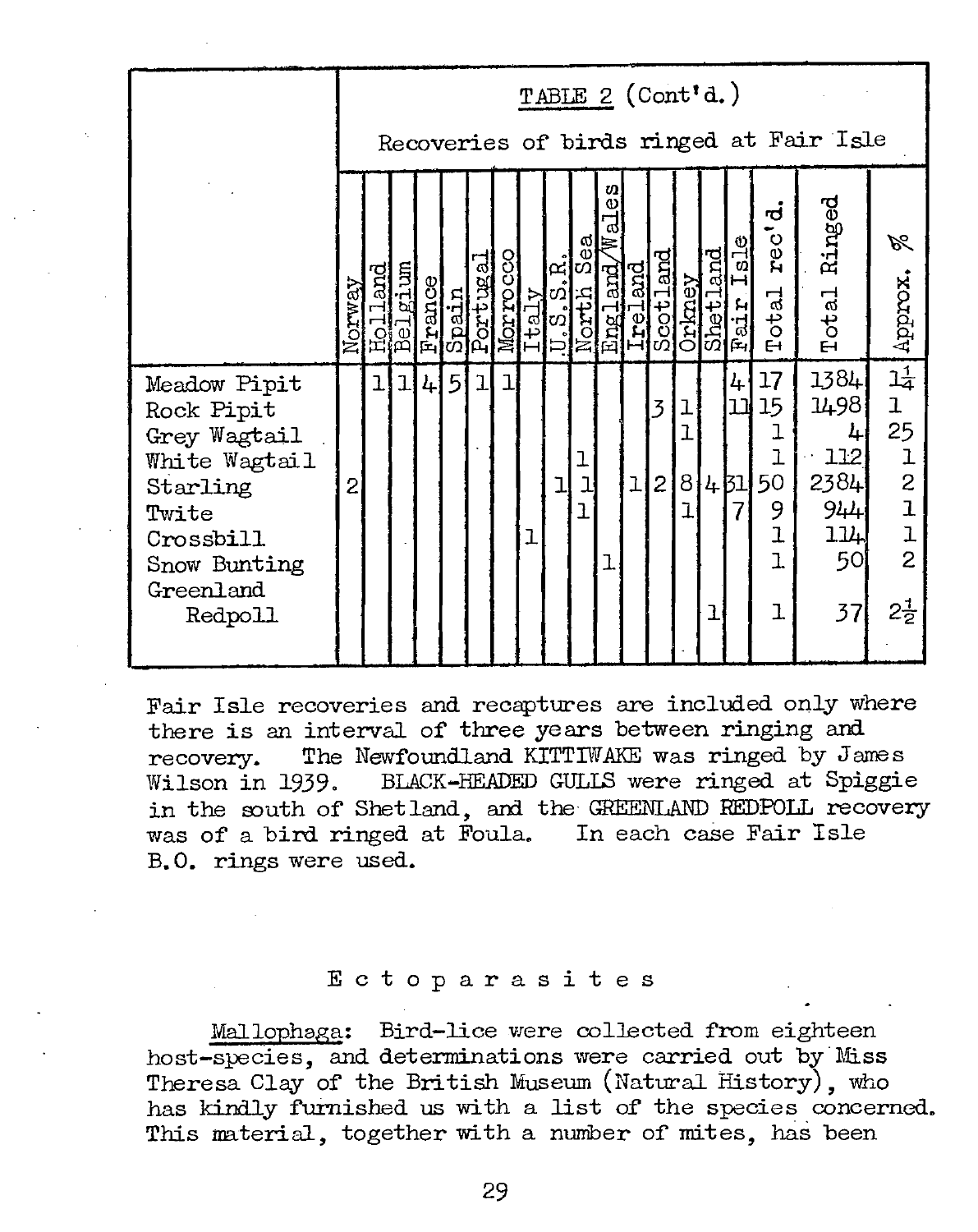TABLE 2 (Cont'd.)

Recoveries of birds ringed at Fair Isle

| | Norway | Holland | Belgium | France | Spain | Portugal | Morocco | Italy | U.S.S.R. | North Sea | England/Wales | Ireland | Scotland | Orkney | Shetland | Fair Isle | Total rec'd. | Total Ringed | Approx. % |
|---|---|---|---|---|---|---|---|---|---|---|---|---|---|---|---|---|---|---|---|
| Meadow Pipit | | 1 | 1 | 4 | 5 | 1 | 1 | | | | | | | | | 4 | 17 | 1384 | $1\frac{1}{4}$ |
| Rock Pipit | | | | | | | | | | | | | 3 | 1 | | 11 | 15 | 1498 | 1 |
| Grey Wagtail | | | | | | | | | | | | | | 1 | | | 1 | 4 | 25 |
| White Wagtail | | | | | | | | | | 1 | | | | | | | 1 | 112 | 1 |
| Starling | 2 | | | | | | | | 1 | 1 | | 1 | 2 | 8 | 4 | 31 | 50 | 2384 | 2 |
| Twite | | | | | | | | | | 1 | | | | 1 | | 7 | 9 | 944 | 1 |
| Crossbill | | | | | | | | 1 | | | | | | | | | 1 | 114 | 1 |
| Snow Bunting | | | | | | | | | | | 1 | | | | | | 1 | 50 | 2 |
| Greenland Redpoll | | | | | | | | | | | | | | | 1 | | 1 | 37 | $2\frac{1}{2}$ |

Fair Isle recoveries and recaptures are included only where there is an interval of three years between ringing and recovery. The Newfoundland KITTIWAKE was ringed by James Wilson in 1939. BLACK-HEADED GULLS were ringed at Spiggie in the south of Shetland, and the GREENLAND REDPOLL recovery was of a bird ringed at Foula. In each case Fair Isle B.O. rings were used.

## E c t o p a r a s i t e s

Mallophaga: Bird-lice were collected from eighteen host-species, and determinations were carried out by Miss Theresa Clay of the British Museum (Natural History), who has kindly furnished us with a list of the species concerned. This material, together with a number of mites, has been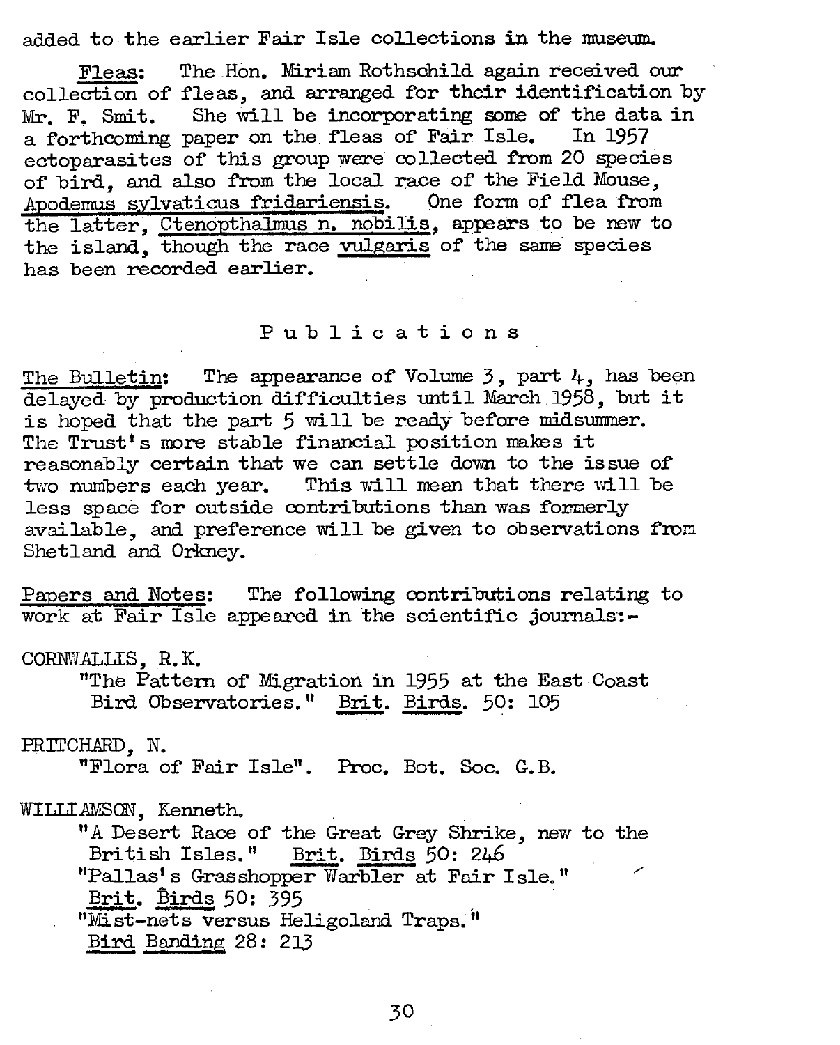added to the earlier Fair Isle collections in the museum.

Fleas: The Hon. Miriam Rothschild again received our collection of fleas, and arranged for their identification by Mr. F. Smit. She will be incorporating some of the data in a forthcoming paper on the fleas of Fair Isle. In 1957 ectoparasites of this group were collected from 20 species of bird, and also from the local race of the Field Mouse, *Apodemus sylvaticus fridariensis*. One form of flea from the latter, *Ctenopthalmus n. nobilis*, appears to be new to the island, though the race *vulgaris* of the same species has been recorded earlier.

## Publications

The Bulletin: The appearance of Volume 3, part 4, has been delayed by production difficulties until March 1958, but it is hoped that the part 5 will be ready before midsummer. The Trust's more stable financial position makes it reasonably certain that we can settle down to the issue of two numbers each year. This will mean that there will be less space for outside contributions than was formerly available, and preference will be given to observations from Shetland and Orkney.

Papers and Notes: The following contributions relating to work at Fair Isle appeared in the scientific journals:-

CORNWALLIS, R.K.
"The Pattern of Migration in 1955 at the East Coast Bird Observatories." *Brit. Birds.* 50: 105

PRITCHARD, N.
"Flora of Fair Isle". Proc. Bot. Soc. G.B.

WILLIAMSON, Kenneth.
"A Desert Race of the Great Grey Shrike, new to the British Isles." *Brit. Birds* 50: 246
"Pallas's Grasshopper Warbler at Fair Isle." *Brit. Birds* 50: 395
"Mist-nets versus Heligoland Traps." *Bird Banding* 28: 213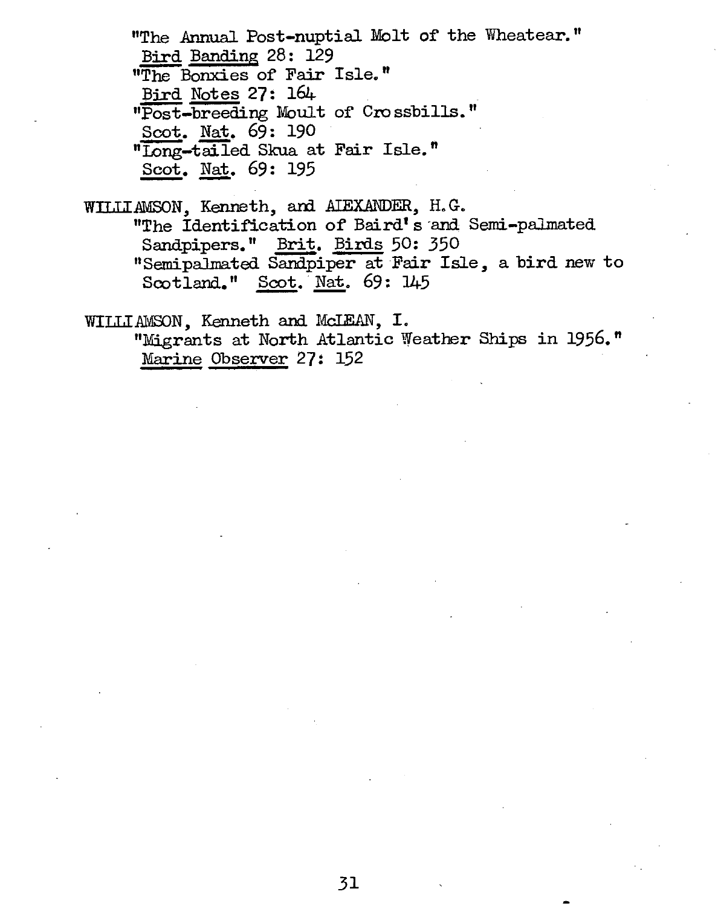"The Annual Post-nuptial Molt of the Wheatear." <u>Bird Banding</u> 28: 129

"The Bonxies of Fair Isle." <u>Bird Notes</u> 27: 164

"Post-breeding Moult of Crossbills." <u>Scot. Nat.</u> 69: 190

"Long-tailed Skua at Fair Isle." <u>Scot. Nat.</u> 69: 195

WILLIAMSON, Kenneth, and ALEXANDER, H.G.

"The Identification of Baird's and Semi-palmated Sandpipers." <u>Brit. Birds</u> 50: 350

"Semipalmated Sandpiper at Fair Isle, a bird new to Scotland." <u>Scot. Nat.</u> 69: 145

WILLIAMSON, Kenneth and McLEAN, I.

"Migrants at North Atlantic Weather Ships in 1956." <u>Marine Observer</u> 27: 152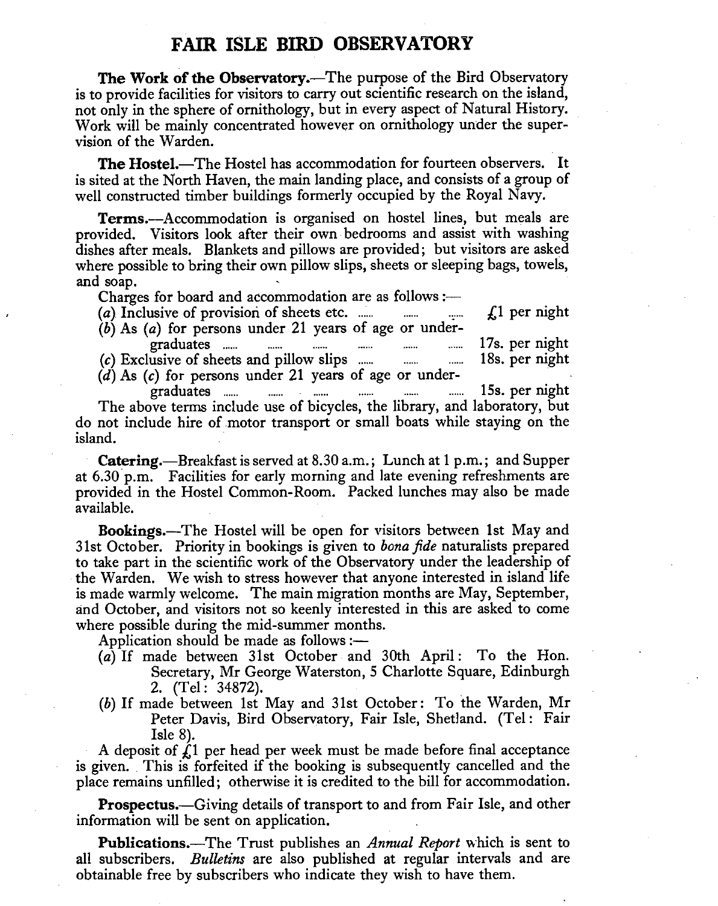# FAIR ISLE BIRD OBSERVATORY

**The Work of the Observatory.**—The purpose of the Bird Observatory is to provide facilities for visitors to carry out scientific research on the island, not only in the sphere of ornithology, but in every aspect of Natural History. Work will be mainly concentrated however on ornithology under the supervision of the Warden.

**The Hostel.**—The Hostel has accommodation for fourteen observers. It is sited at the North Haven, the main landing place, and consists of a group of well constructed timber buildings formerly occupied by the Royal Navy.

**Terms.**—Accommodation is organised on hostel lines, but meals are provided. Visitors look after their own bedrooms and assist with washing dishes after meals. Blankets and pillows are provided; but visitors are asked where possible to bring their own pillow slips, sheets or sleeping bags, towels, and soap.

Charges for board and accommodation are as follows:—

(*a*) Inclusive of provision of sheets etc. ...... ...... ...... £1 per night
(*b*) As (*a*) for persons under 21 years of age or undergraduates ...... ...... ...... ...... ...... ...... 17s. per night
(*c*) Exclusive of sheets and pillow slips ...... ...... ...... 18s. per night
(*d*) As (*c*) for persons under 21 years of age or undergraduates ...... ...... ...... ...... ...... ...... 15s. per night

The above terms include use of bicycles, the library, and laboratory, but do not include hire of motor transport or small boats while staying on the island.

**Catering.**—Breakfast is served at 8.30 a.m.; Lunch at 1 p.m.; and Supper at 6.30 p.m. Facilities for early morning and late evening refreshments are provided in the Hostel Common-Room. Packed lunches may also be made available.

**Bookings.**—The Hostel will be open for visitors between 1st May and 31st October. Priority in bookings is given to *bona fide* naturalists prepared to take part in the scientific work of the Observatory under the leadership of the Warden. We wish to stress however that anyone interested in island life is made warmly welcome. The main migration months are May, September, and October, and visitors not so keenly interested in this are asked to come where possible during the mid-summer months.

Application should be made as follows:—

(*a*) If made between 31st October and 30th April: To the Hon. Secretary, Mr George Waterston, 5 Charlotte Square, Edinburgh 2. (Tel: 34872).
(*b*) If made between 1st May and 31st October: To the Warden, Mr Peter Davis, Bird Observatory, Fair Isle, Shetland. (Tel: Fair Isle 8).

A deposit of £1 per head per week must be made before final acceptance is given. This is forfeited if the booking is subsequently cancelled and the place remains unfilled; otherwise it is credited to the bill for accommodation.

**Prospectus.**—Giving details of transport to and from Fair Isle, and other information will be sent on application.

**Publications.**—The Trust publishes an *Annual Report* which is sent to all subscribers. *Bulletins* are also published at regular intervals and are obtainable free by subscribers who indicate they wish to have them.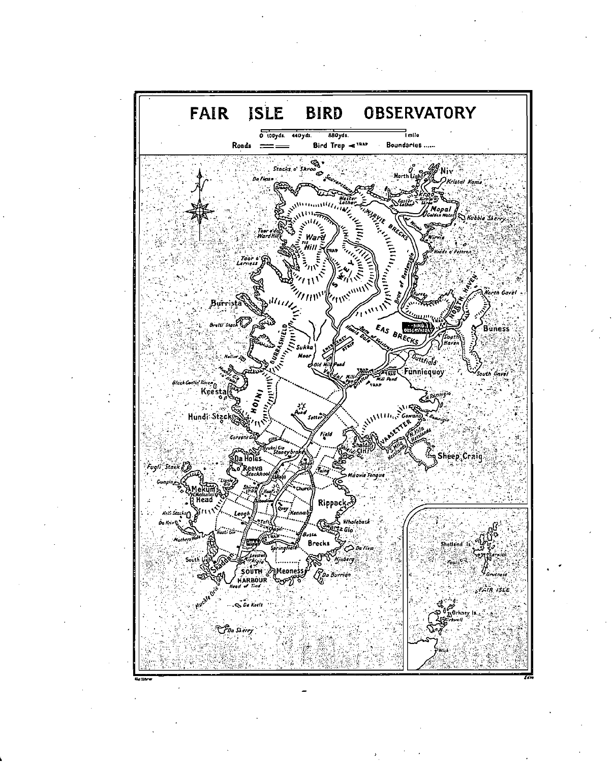# FAIR ISLE BIRD OBSERVATORY

0 100yds. 440yds. 880yds. 1 mile

Roads Bird Trap Boundaries